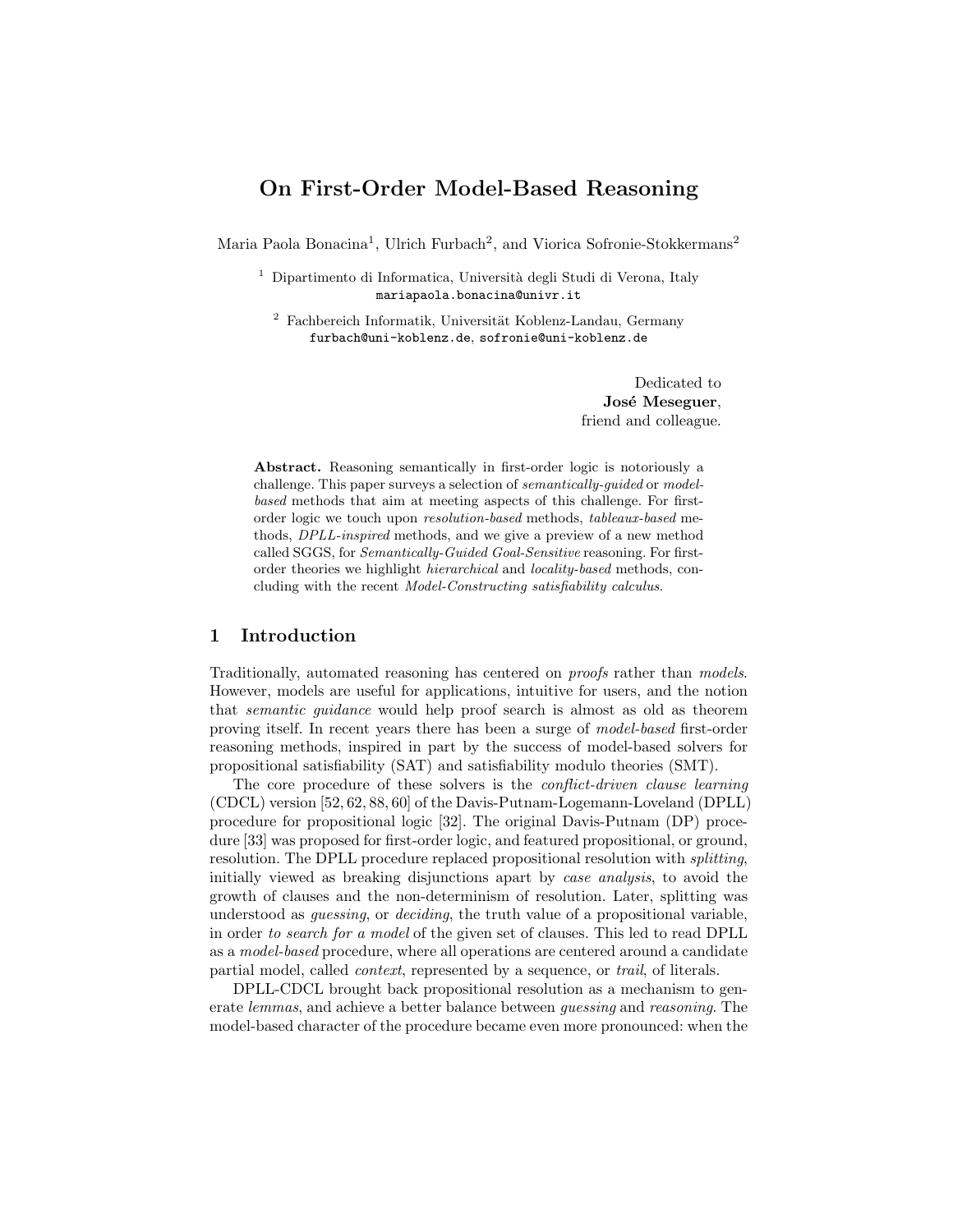# On First-Order Model-Based Reasoning

Maria Paola Bonacina[1], Ulrich Furbach[2], and Viorica Sofronie-Stokkermans[2]

[1] Dipartimento di Informatica, Università degli Studi di Verona, Italy
mariapaola.bonacina@univr.it

[2] Fachbereich Informatik, Universität Koblenz-Landau, Germany
furbach@uni-koblenz.de, sofronie@uni-koblenz.de

Dedicated to
**José Meseguer**,
friend and colleague.

**Abstract.** Reasoning semantically in first-order logic is notoriously a challenge. This paper surveys a selection of *semantically-guided* or *model-based* methods that aim at meeting aspects of this challenge. For first-order logic we touch upon *resolution-based* methods, *tableaux-based* methods, *DPLL-inspired* methods, and we give a preview of a new method called SGGS, for *Semantically-Guided Goal-Sensitive* reasoning. For first-order theories we highlight *hierarchical* and *locality-based* methods, concluding with the recent *Model-Constructing satisfiability calculus*.

## 1 Introduction

Traditionally, automated reasoning has centered on *proofs* rather than *models*. However, models are useful for applications, intuitive for users, and the notion that *semantic guidance* would help proof search is almost as old as theorem proving itself. In recent years there has been a surge of *model-based* first-order reasoning methods, inspired in part by the success of model-based solvers for propositional satisfiability (SAT) and satisfiability modulo theories (SMT).

The core procedure of these solvers is the *conflict-driven clause learning* (CDCL) version [52, 62, 88, 60] of the Davis-Putnam-Logemann-Loveland (DPLL) procedure for propositional logic [32]. The original Davis-Putnam (DP) procedure [33] was proposed for first-order logic, and featured propositional, or ground, resolution. The DPLL procedure replaced propositional resolution with *splitting*, initially viewed as breaking disjunctions apart by *case analysis*, to avoid the growth of clauses and the non-determinism of resolution. Later, splitting was understood as *guessing*, or *deciding*, the truth value of a propositional variable, in order *to search for a model* of the given set of clauses. This led to read DPLL as a *model-based* procedure, where all operations are centered around a candidate partial model, called *context*, represented by a sequence, or *trail*, of literals.

DPLL-CDCL brought back propositional resolution as a mechanism to generate *lemmas*, and achieve a better balance between *guessing* and *reasoning*. The model-based character of the procedure became even more pronounced: when the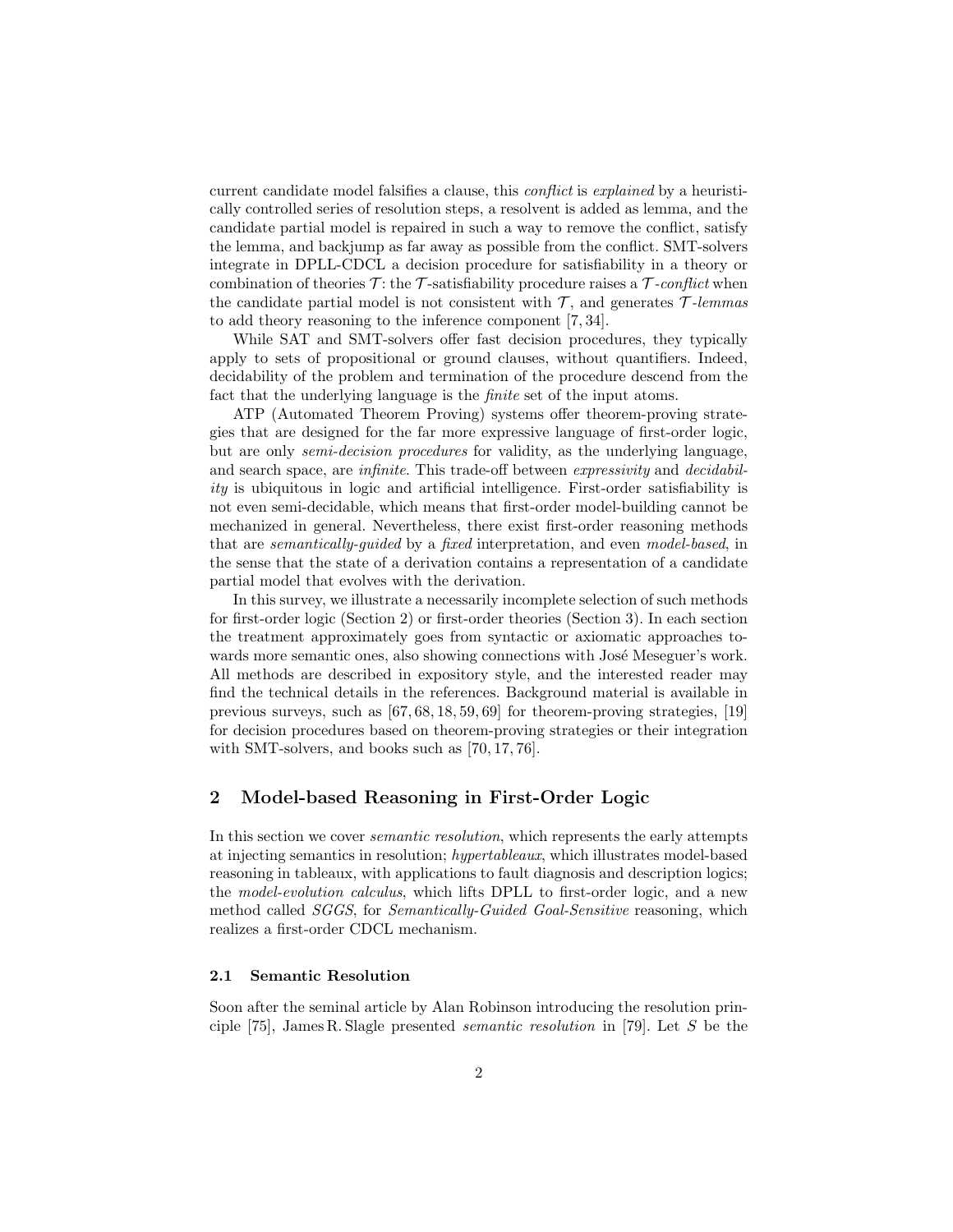current candidate model falsifies a clause, this *conflict* is *explained* by a heuristically controlled series of resolution steps, a resolvent is added as lemma, and the candidate partial model is repaired in such a way to remove the conflict, satisfy the lemma, and backjump as far away as possible from the conflict. SMT-solvers integrate in DPLL-CDCL a decision procedure for satisfiability in a theory or combination of theories $\mathcal{T}$: the $\mathcal{T}$-satisfiability procedure raises a $\mathcal{T}$*-conflict* when the candidate partial model is not consistent with $\mathcal{T}$, and generates $\mathcal{T}$*-lemmas* to add theory reasoning to the inference component [7, 34].

While SAT and SMT-solvers offer fast decision procedures, they typically apply to sets of propositional or ground clauses, without quantifiers. Indeed, decidability of the problem and termination of the procedure descend from the fact that the underlying language is the *finite* set of the input atoms.

ATP (Automated Theorem Proving) systems offer theorem-proving strategies that are designed for the far more expressive language of first-order logic, but are only *semi-decision procedures* for validity, as the underlying language, and search space, are *infinite*. This trade-off between *expressivity* and *decidability* is ubiquitous in logic and artificial intelligence. First-order satisfiability is not even semi-decidable, which means that first-order model-building cannot be mechanized in general. Nevertheless, there exist first-order reasoning methods that are *semantically-guided* by a *fixed* interpretation, and even *model-based*, in the sense that the state of a derivation contains a representation of a candidate partial model that evolves with the derivation.

In this survey, we illustrate a necessarily incomplete selection of such methods for first-order logic (Section 2) or first-order theories (Section 3). In each section the treatment approximately goes from syntactic or axiomatic approaches towards more semantic ones, also showing connections with José Meseguer's work. All methods are described in expository style, and the interested reader may find the technical details in the references. Background material is available in previous surveys, such as [67, 68, 18, 59, 69] for theorem-proving strategies, [19] for decision procedures based on theorem-proving strategies or their integration with SMT-solvers, and books such as [70, 17, 76].

## 2 Model-based Reasoning in First-Order Logic

In this section we cover *semantic resolution*, which represents the early attempts at injecting semantics in resolution; *hypertableaux*, which illustrates model-based reasoning in tableaux, with applications to fault diagnosis and description logics; the *model-evolution calculus*, which lifts DPLL to first-order logic, and a new method called *SGGS*, for *Semantically-Guided Goal-Sensitive* reasoning, which realizes a first-order CDCL mechanism.

### 2.1 Semantic Resolution

Soon after the seminal article by Alan Robinson introducing the resolution principle [75], James R. Slagle presented *semantic resolution* in [79]. Let $S$ be the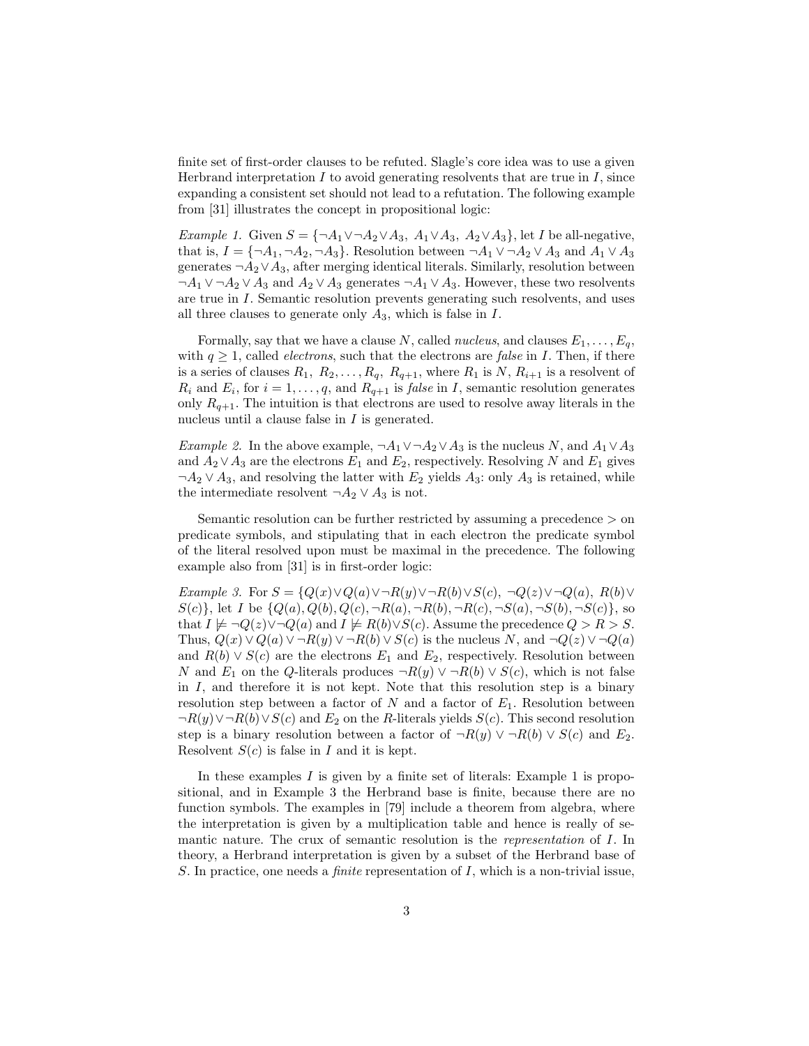finite set of first-order clauses to be refuted. Slagle's core idea was to use a given Herbrand interpretation $I$ to avoid generating resolvents that are true in $I$, since expanding a consistent set should not lead to a refutation. The following example from [31] illustrates the concept in propositional logic:

*Example 1.* Given $S = \{\neg A_1 \vee \neg A_2 \vee A_3,\ A_1 \vee A_3,\ A_2 \vee A_3\}$, let $I$ be all-negative, that is, $I = \{\neg A_1, \neg A_2, \neg A_3\}$. Resolution between $\neg A_1 \vee \neg A_2 \vee A_3$ and $A_1 \vee A_3$ generates $\neg A_2 \vee A_3$, after merging identical literals. Similarly, resolution between $\neg A_1 \vee \neg A_2 \vee A_3$ and $A_2 \vee A_3$ generates $\neg A_1 \vee A_3$. However, these two resolvents are true in $I$. Semantic resolution prevents generating such resolvents, and uses all three clauses to generate only $A_3$, which is false in $I$.

Formally, say that we have a clause $N$, called *nucleus*, and clauses $E_1, \ldots, E_q$, with $q \geq 1$, called *electrons*, such that the electrons are *false* in $I$. Then, if there is a series of clauses $R_1,\ R_2, \ldots, R_q,\ R_{q+1}$, where $R_1$ is $N$, $R_{i+1}$ is a resolvent of $R_i$ and $E_i$, for $i = 1, \ldots, q$, and $R_{q+1}$ is *false* in $I$, semantic resolution generates only $R_{q+1}$. The intuition is that electrons are used to resolve away literals in the nucleus until a clause false in $I$ is generated.

*Example 2.* In the above example, $\neg A_1 \vee \neg A_2 \vee A_3$ is the nucleus $N$, and $A_1 \vee A_3$ and $A_2 \vee A_3$ are the electrons $E_1$ and $E_2$, respectively. Resolving $N$ and $E_1$ gives $\neg A_2 \vee A_3$, and resolving the latter with $E_2$ yields $A_3$: only $A_3$ is retained, while the intermediate resolvent $\neg A_2 \vee A_3$ is not.

Semantic resolution can be further restricted by assuming a precedence $>$ on predicate symbols, and stipulating that in each electron the predicate symbol of the literal resolved upon must be maximal in the precedence. The following example also from [31] is in first-order logic:

*Example 3.* For $S = \{Q(x) \vee Q(a) \vee \neg R(y) \vee \neg R(b) \vee S(c),\ \neg Q(z) \vee \neg Q(a),\ R(b) \vee S(c)\}$, let $I$ be $\{Q(a), Q(b), Q(c), \neg R(a), \neg R(b), \neg R(c), \neg S(a), \neg S(b), \neg S(c)\}$, so that $I \not\models \neg Q(z) \vee \neg Q(a)$ and $I \not\models R(b) \vee S(c)$. Assume the precedence $Q > R > S$. Thus, $Q(x) \vee Q(a) \vee \neg R(y) \vee \neg R(b) \vee S(c)$ is the nucleus $N$, and $\neg Q(z) \vee \neg Q(a)$ and $R(b) \vee S(c)$ are the electrons $E_1$ and $E_2$, respectively. Resolution between $N$ and $E_1$ on the $Q$-literals produces $\neg R(y) \vee \neg R(b) \vee S(c)$, which is not false in $I$, and therefore it is not kept. Note that this resolution step is a binary resolution step between a factor of $N$ and a factor of $E_1$. Resolution between $\neg R(y) \vee \neg R(b) \vee S(c)$ and $E_2$ on the $R$-literals yields $S(c)$. This second resolution step is a binary resolution between a factor of $\neg R(y) \vee \neg R(b) \vee S(c)$ and $E_2$. Resolvent $S(c)$ is false in $I$ and it is kept.

In these examples $I$ is given by a finite set of literals: Example 1 is propositional, and in Example 3 the Herbrand base is finite, because there are no function symbols. The examples in [79] include a theorem from algebra, where the interpretation is given by a multiplication table and hence is really of semantic nature. The crux of semantic resolution is the *representation* of $I$. In theory, a Herbrand interpretation is given by a subset of the Herbrand base of $S$. In practice, one needs a *finite* representation of $I$, which is a non-trivial issue,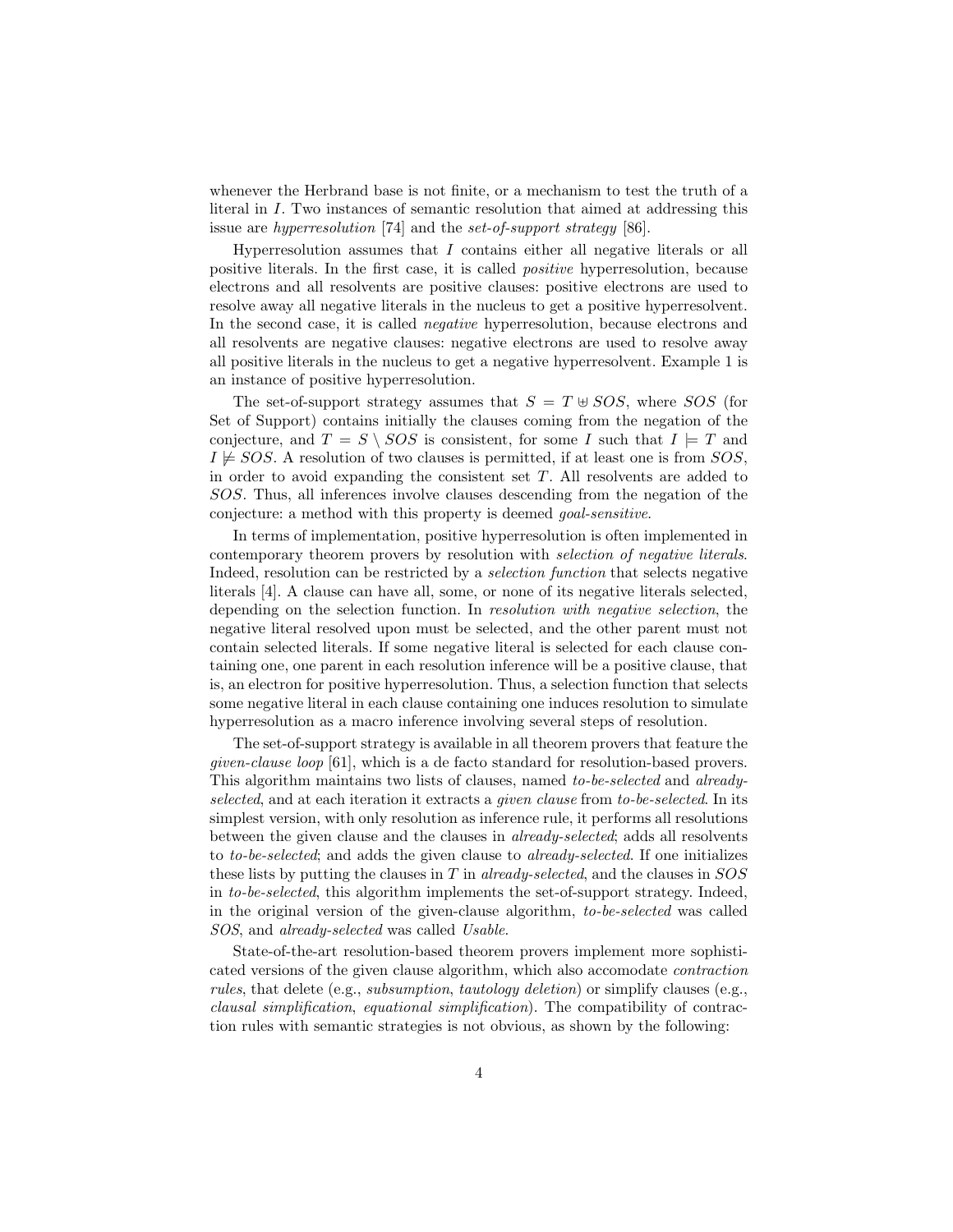whenever the Herbrand base is not finite, or a mechanism to test the truth of a literal in $I$. Two instances of semantic resolution that aimed at addressing this issue are *hyperresolution* [74] and the *set-of-support strategy* [86].

Hyperresolution assumes that $I$ contains either all negative literals or all positive literals. In the first case, it is called *positive* hyperresolution, because electrons and all resolvents are positive clauses: positive electrons are used to resolve away all negative literals in the nucleus to get a positive hyperresolvent. In the second case, it is called *negative* hyperresolution, because electrons and all resolvents are negative clauses: negative electrons are used to resolve away all positive literals in the nucleus to get a negative hyperresolvent. Example 1 is an instance of positive hyperresolution.

The set-of-support strategy assumes that $S = T \uplus SOS$, where $SOS$ (for Set of Support) contains initially the clauses coming from the negation of the conjecture, and $T = S \setminus SOS$ is consistent, for some $I$ such that $I \models T$ and $I \not\models SOS$. A resolution of two clauses is permitted, if at least one is from $SOS$, in order to avoid expanding the consistent set $T$. All resolvents are added to $SOS$. Thus, all inferences involve clauses descending from the negation of the conjecture: a method with this property is deemed *goal-sensitive*.

In terms of implementation, positive hyperresolution is often implemented in contemporary theorem provers by resolution with *selection of negative literals*. Indeed, resolution can be restricted by a *selection function* that selects negative literals [4]. A clause can have all, some, or none of its negative literals selected, depending on the selection function. In *resolution with negative selection*, the negative literal resolved upon must be selected, and the other parent must not contain selected literals. If some negative literal is selected for each clause containing one, one parent in each resolution inference will be a positive clause, that is, an electron for positive hyperresolution. Thus, a selection function that selects some negative literal in each clause containing one induces resolution to simulate hyperresolution as a macro inference involving several steps of resolution.

The set-of-support strategy is available in all theorem provers that feature the *given-clause loop* [61], which is a de facto standard for resolution-based provers. This algorithm maintains two lists of clauses, named *to-be-selected* and *already-selected*, and at each iteration it extracts a *given clause* from *to-be-selected*. In its simplest version, with only resolution as inference rule, it performs all resolutions between the given clause and the clauses in *already-selected*; adds all resolvents to *to-be-selected*; and adds the given clause to *already-selected*. If one initializes these lists by putting the clauses in $T$ in *already-selected*, and the clauses in $SOS$ in *to-be-selected*, this algorithm implements the set-of-support strategy. Indeed, in the original version of the given-clause algorithm, *to-be-selected* was called $SOS$, and *already-selected* was called *Usable*.

State-of-the-art resolution-based theorem provers implement more sophisticated versions of the given clause algorithm, which also accomodate *contraction rules*, that delete (e.g., *subsumption*, *tautology deletion*) or simplify clauses (e.g., *clausal simplification*, *equational simplification*). The compatibility of contraction rules with semantic strategies is not obvious, as shown by the following: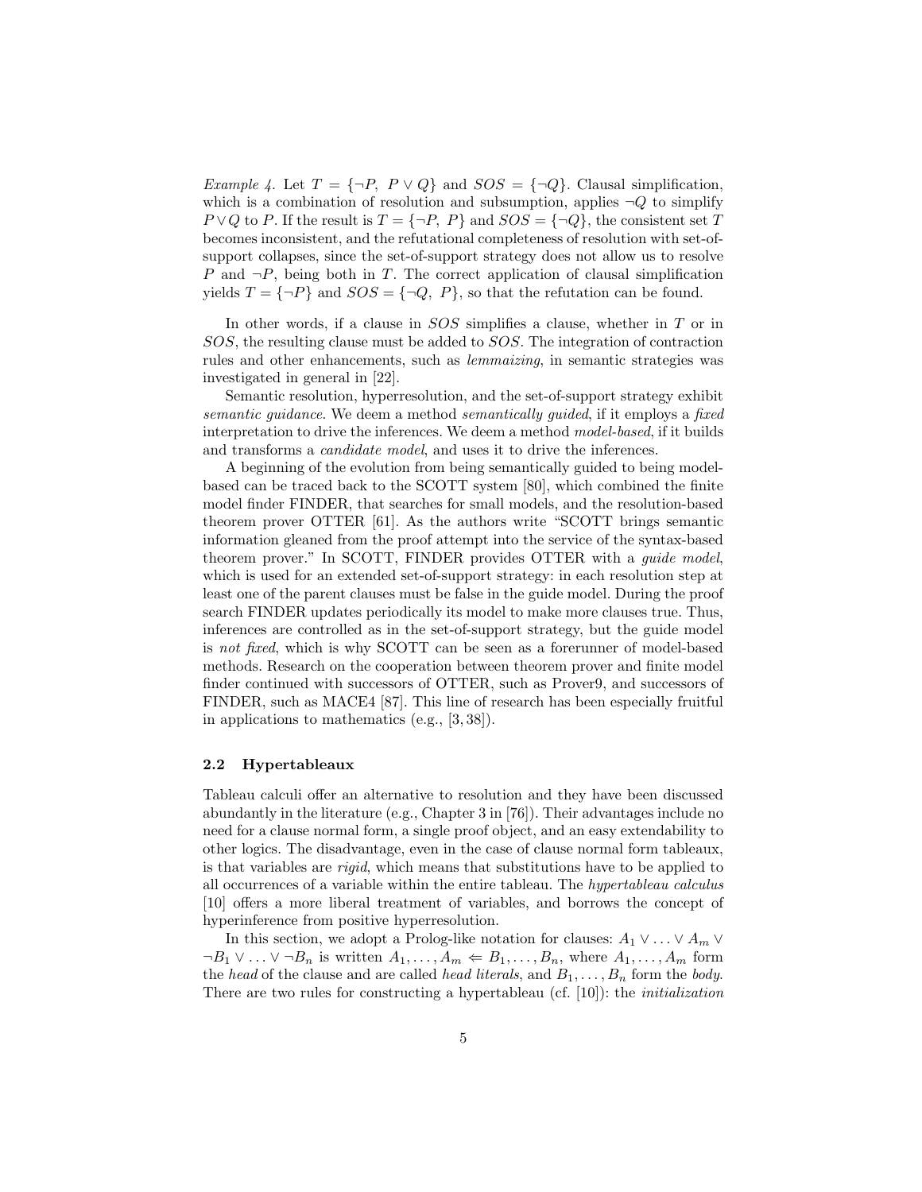*Example 4.* Let $T = \{\neg P,\ P \vee Q\}$ and $SOS = \{\neg Q\}$. Clausal simplification, which is a combination of resolution and subsumption, applies $\neg Q$ to simplify $P \vee Q$ to $P$. If the result is $T = \{\neg P,\ P\}$ and $SOS = \{\neg Q\}$, the consistent set $T$ becomes inconsistent, and the refutational completeness of resolution with set-of-support collapses, since the set-of-support strategy does not allow us to resolve $P$ and $\neg P$, being both in $T$. The correct application of clausal simplification yields $T = \{\neg P\}$ and $SOS = \{\neg Q,\ P\}$, so that the refutation can be found.

In other words, if a clause in $SOS$ simplifies a clause, whether in $T$ or in $SOS$, the resulting clause must be added to $SOS$. The integration of contraction rules and other enhancements, such as *lemmaizing*, in semantic strategies was investigated in general in [22].

Semantic resolution, hyperresolution, and the set-of-support strategy exhibit *semantic guidance*. We deem a method *semantically guided*, if it employs a *fixed* interpretation to drive the inferences. We deem a method *model-based*, if it builds and transforms a *candidate model*, and uses it to drive the inferences.

A beginning of the evolution from being semantically guided to being model-based can be traced back to the SCOTT system [80], which combined the finite model finder FINDER, that searches for small models, and the resolution-based theorem prover OTTER [61]. As the authors write "SCOTT brings semantic information gleaned from the proof attempt into the service of the syntax-based theorem prover." In SCOTT, FINDER provides OTTER with a *guide model*, which is used for an extended set-of-support strategy: in each resolution step at least one of the parent clauses must be false in the guide model. During the proof search FINDER updates periodically its model to make more clauses true. Thus, inferences are controlled as in the set-of-support strategy, but the guide model is *not fixed*, which is why SCOTT can be seen as a forerunner of model-based methods. Research on the cooperation between theorem prover and finite model finder continued with successors of OTTER, such as Prover9, and successors of FINDER, such as MACE4 [87]. This line of research has been especially fruitful in applications to mathematics (e.g., [3, 38]).

### 2.2 Hypertableaux

Tableau calculi offer an alternative to resolution and they have been discussed abundantly in the literature (e.g., Chapter 3 in [76]). Their advantages include no need for a clause normal form, a single proof object, and an easy extendability to other logics. The disadvantage, even in the case of clause normal form tableaux, is that variables are *rigid*, which means that substitutions have to be applied to all occurrences of a variable within the entire tableau. The *hypertableau calculus* [10] offers a more liberal treatment of variables, and borrows the concept of hyperinference from positive hyperresolution.

In this section, we adopt a Prolog-like notation for clauses: $A_1 \vee \ldots \vee A_m \vee \neg B_1 \vee \ldots \vee \neg B_n$ is written $A_1, \ldots, A_m \Leftarrow B_1, \ldots, B_n$, where $A_1, \ldots, A_m$ form the *head* of the clause and are called *head literals*, and $B_1, \ldots, B_n$ form the *body*. There are two rules for constructing a hypertableau (cf. [10]): the *initialization*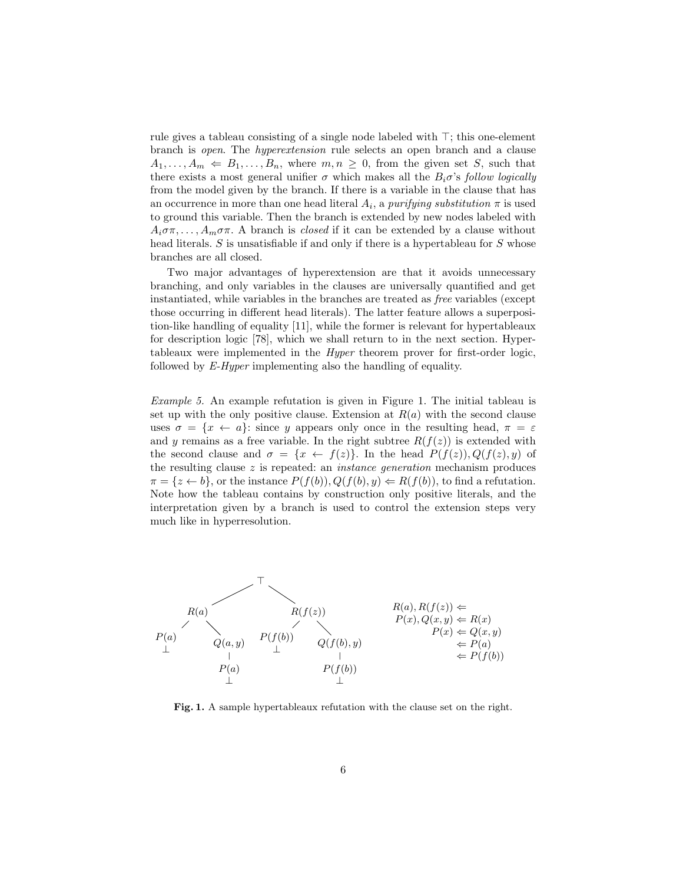rule gives a tableau consisting of a single node labeled with $\top$; this one-element branch is *open*. The *hyperextension* rule selects an open branch and a clause $A_1, \ldots, A_m \Leftarrow B_1, \ldots, B_n$, where $m, n \geq 0$, from the given set $S$, such that there exists a most general unifier $\sigma$ which makes all the $B_i\sigma$'s *follow logically* from the model given by the branch. If there is a variable in the clause that has an occurrence in more than one head literal $A_i$, a *purifying substitution* $\pi$ is used to ground this variable. Then the branch is extended by new nodes labeled with $A_i\sigma\pi, \ldots, A_m\sigma\pi$. A branch is *closed* if it can be extended by a clause without head literals. $S$ is unsatisfiable if and only if there is a hypertableau for $S$ whose branches are all closed.

Two major advantages of hyperextension are that it avoids unnecessary branching, and only variables in the clauses are universally quantified and get instantiated, while variables in the branches are treated as *free* variables (except those occurring in different head literals). The latter feature allows a superposition-like handling of equality [11], while the former is relevant for hypertableaux for description logic [78], which we shall return to in the next section. Hypertableaux were implemented in the *Hyper* theorem prover for first-order logic, followed by *E-Hyper* implementing also the handling of equality.

*Example 5.* An example refutation is given in Figure 1. The initial tableau is set up with the only positive clause. Extension at $R(a)$ with the second clause uses $\sigma = \{x \leftarrow a\}$: since $y$ appears only once in the resulting head, $\pi = \varepsilon$ and $y$ remains as a free variable. In the right subtree $R(f(z))$ is extended with the second clause and $\sigma = \{x \leftarrow f(z)\}$. In the head $P(f(z)), Q(f(z), y)$ of the resulting clause $z$ is repeated: an *instance generation* mechanism produces $\pi = \{z \leftarrow b\}$, or the instance $P(f(b)), Q(f(b), y) \Leftarrow R(f(b))$, to find a refutation. Note how the tableau contains by construction only positive literals, and the interpretation given by a branch is used to control the extension steps very much like in hyperresolution.

```
                        ⊤
              /                   \
          R(a)                     R(f(z))
         /     \                  /        \
     P(a)      Q(a,y)        P(f(b))      Q(f(b),y)
      ⊥          |              ⊥             |
                P(a)                       P(f(b))
                 ⊥                            ⊥
```

$$
\begin{aligned}
R(a), R(f(z)) &\Leftarrow \\
P(x), Q(x,y) &\Leftarrow R(x) \\
P(x) &\Leftarrow Q(x,y) \\
&\Leftarrow P(a) \\
&\Leftarrow P(f(b))
\end{aligned}
$$

**Fig. 1.** A sample hypertableaux refutation with the clause set on the right.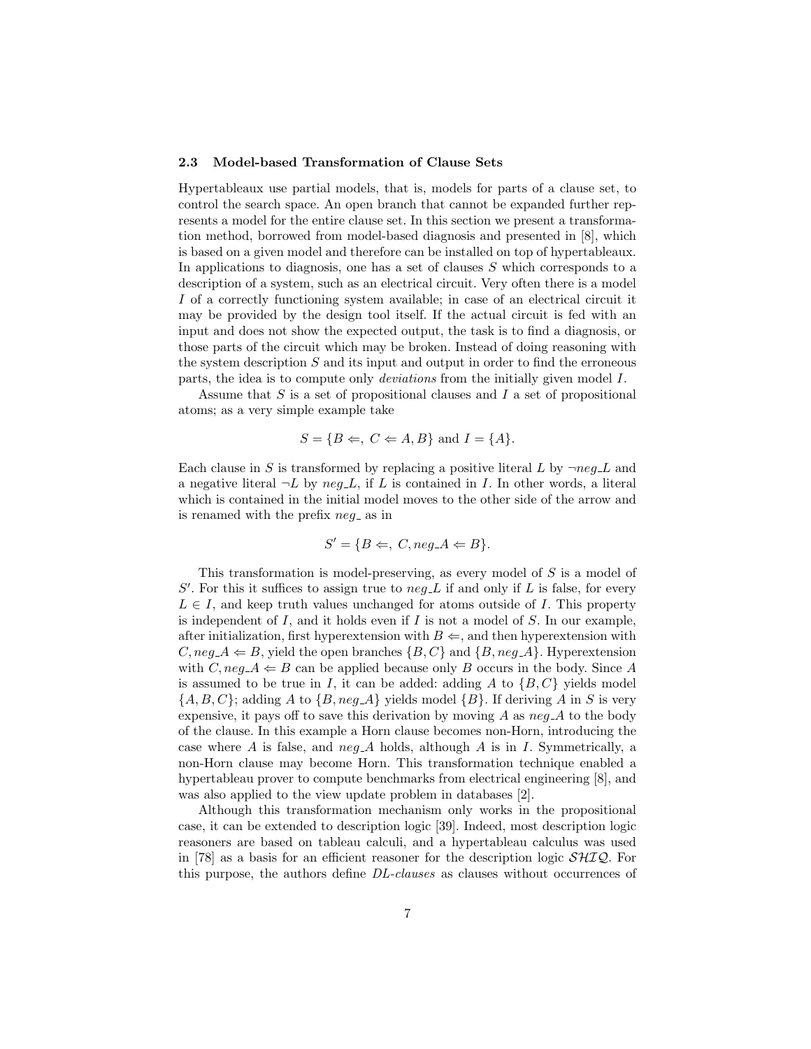### 2.3 Model-based Transformation of Clause Sets

Hypertableaux use partial models, that is, models for parts of a clause set, to control the search space. An open branch that cannot be expanded further represents a model for the entire clause set. In this section we present a transformation method, borrowed from model-based diagnosis and presented in [8], which is based on a given model and therefore can be installed on top of hypertableaux. In applications to diagnosis, one has a set of clauses $S$ which corresponds to a description of a system, such as an electrical circuit. Very often there is a model $I$ of a correctly functioning system available; in case of an electrical circuit it may be provided by the design tool itself. If the actual circuit is fed with an input and does not show the expected output, the task is to find a diagnosis, or those parts of the circuit which may be broken. Instead of doing reasoning with the system description $S$ and its input and output in order to find the erroneous parts, the idea is to compute only *deviations* from the initially given model $I$.

Assume that $S$ is a set of propositional clauses and $I$ a set of propositional atoms; as a very simple example take

$$S = \{B \Leftarrow,\ C \Leftarrow A, B\} \text{ and } I = \{A\}.$$

Each clause in $S$ is transformed by replacing a positive literal $L$ by $\neg neg\_L$ and a negative literal $\neg L$ by $neg\_L$, if $L$ is contained in $I$. In other words, a literal which is contained in the initial model moves to the other side of the arrow and is renamed with the prefix $neg\_$ as in

$$S' = \{B \Leftarrow,\ C, neg\_A \Leftarrow B\}.$$

This transformation is model-preserving, as every model of $S$ is a model of $S'$. For this it suffices to assign true to $neg\_L$ if and only if $L$ is false, for every $L \in I$, and keep truth values unchanged for atoms outside of $I$. This property is independent of $I$, and it holds even if $I$ is not a model of $S$. In our example, after initialization, first hyperextension with $B \Leftarrow$, and then hyperextension with $C, neg\_A \Leftarrow B$, yield the open branches $\{B, C\}$ and $\{B, neg\_A\}$. Hyperextension with $C, neg\_A \Leftarrow B$ can be applied because only $B$ occurs in the body. Since $A$ is assumed to be true in $I$, it can be added: adding $A$ to $\{B, C\}$ yields model $\{A, B, C\}$; adding $A$ to $\{B, neg\_A\}$ yields model $\{B\}$. If deriving $A$ in $S$ is very expensive, it pays off to save this derivation by moving $A$ as $neg\_A$ to the body of the clause. In this example a Horn clause becomes non-Horn, introducing the case where $A$ is false, and $neg\_A$ holds, although $A$ is in $I$. Symmetrically, a non-Horn clause may become Horn. This transformation technique enabled a hypertableau prover to compute benchmarks from electrical engineering [8], and was also applied to the view update problem in databases [2].

Although this transformation mechanism only works in the propositional case, it can be extended to description logic [39]. Indeed, most description logic reasoners are based on tableau calculi, and a hypertableau calculus was used in [78] as a basis for an efficient reasoner for the description logic $\mathcal{SHIQ}$. For this purpose, the authors define *DL-clauses* as clauses without occurrences of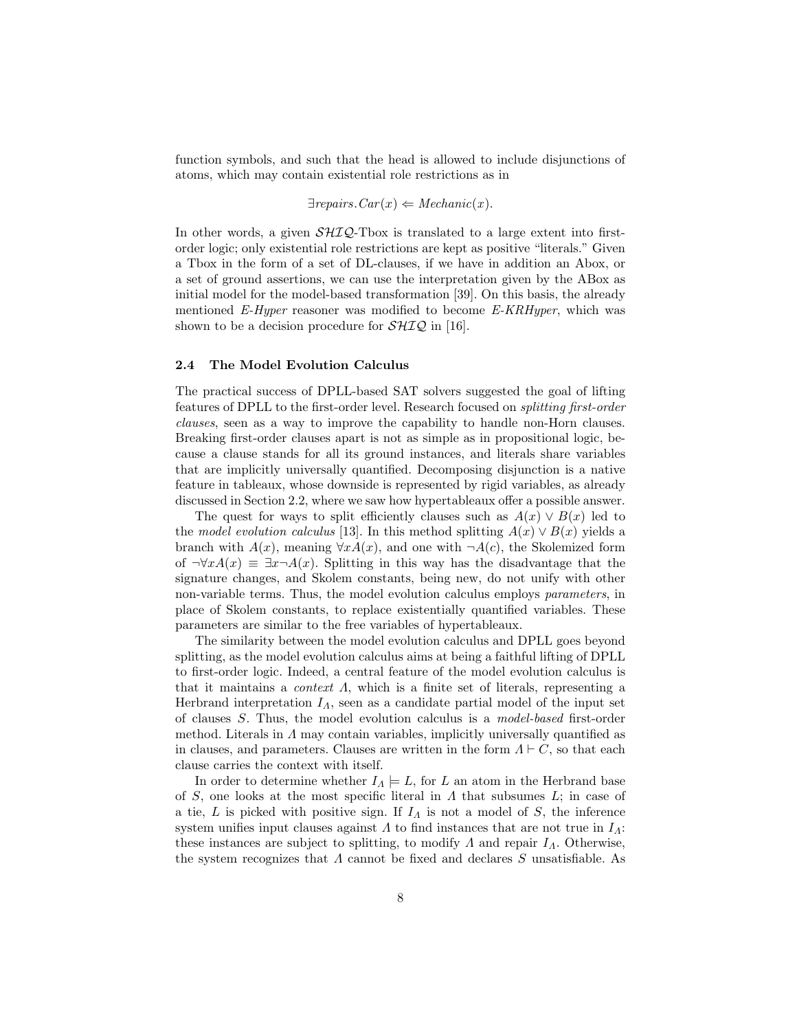function symbols, and such that the head is allowed to include disjunctions of atoms, which may contain existential role restrictions as in

$$\exists repairs.Car(x) \Leftarrow Mechanic(x).$$

In other words, a given $\mathcal{SHIQ}$-Tbox is translated to a large extent into first-order logic; only existential role restrictions are kept as positive "literals." Given a Tbox in the form of a set of DL-clauses, if we have in addition an Abox, or a set of ground assertions, we can use the interpretation given by the ABox as initial model for the model-based transformation [39]. On this basis, the already mentioned *E-Hyper* reasoner was modified to become *E-KRHyper*, which was shown to be a decision procedure for $\mathcal{SHIQ}$ in [16].

### 2.4 The Model Evolution Calculus

The practical success of DPLL-based SAT solvers suggested the goal of lifting features of DPLL to the first-order level. Research focused on *splitting first-order clauses*, seen as a way to improve the capability to handle non-Horn clauses. Breaking first-order clauses apart is not as simple as in propositional logic, because a clause stands for all its ground instances, and literals share variables that are implicitly universally quantified. Decomposing disjunction is a native feature in tableaux, whose downside is represented by rigid variables, as already discussed in Section 2.2, where we saw how hypertableaux offer a possible answer.

The quest for ways to split efficiently clauses such as $A(x) \vee B(x)$ led to the *model evolution calculus* [13]. In this method splitting $A(x) \vee B(x)$ yields a branch with $A(x)$, meaning $\forall x A(x)$, and one with $\neg A(c)$, the Skolemized form of $\neg\forall x A(x) \equiv \exists x \neg A(x)$. Splitting in this way has the disadvantage that the signature changes, and Skolem constants, being new, do not unify with other non-variable terms. Thus, the model evolution calculus employs *parameters*, in place of Skolem constants, to replace existentially quantified variables. These parameters are similar to the free variables of hypertableaux.

The similarity between the model evolution calculus and DPLL goes beyond splitting, as the model evolution calculus aims at being a faithful lifting of DPLL to first-order logic. Indeed, a central feature of the model evolution calculus is that it maintains a *context* $\Lambda$, which is a finite set of literals, representing a Herbrand interpretation $I_\Lambda$, seen as a candidate partial model of the input set of clauses $S$. Thus, the model evolution calculus is a *model-based* first-order method. Literals in $\Lambda$ may contain variables, implicitly universally quantified as in clauses, and parameters. Clauses are written in the form $\Lambda \vdash C$, so that each clause carries the context with itself.

In order to determine whether $I_\Lambda \models L$, for $L$ an atom in the Herbrand base of $S$, one looks at the most specific literal in $\Lambda$ that subsumes $L$; in case of a tie, $L$ is picked with positive sign. If $I_\Lambda$ is not a model of $S$, the inference system unifies input clauses against $\Lambda$ to find instances that are not true in $I_\Lambda$: these instances are subject to splitting, to modify $\Lambda$ and repair $I_\Lambda$. Otherwise, the system recognizes that $\Lambda$ cannot be fixed and declares $S$ unsatisfiable. As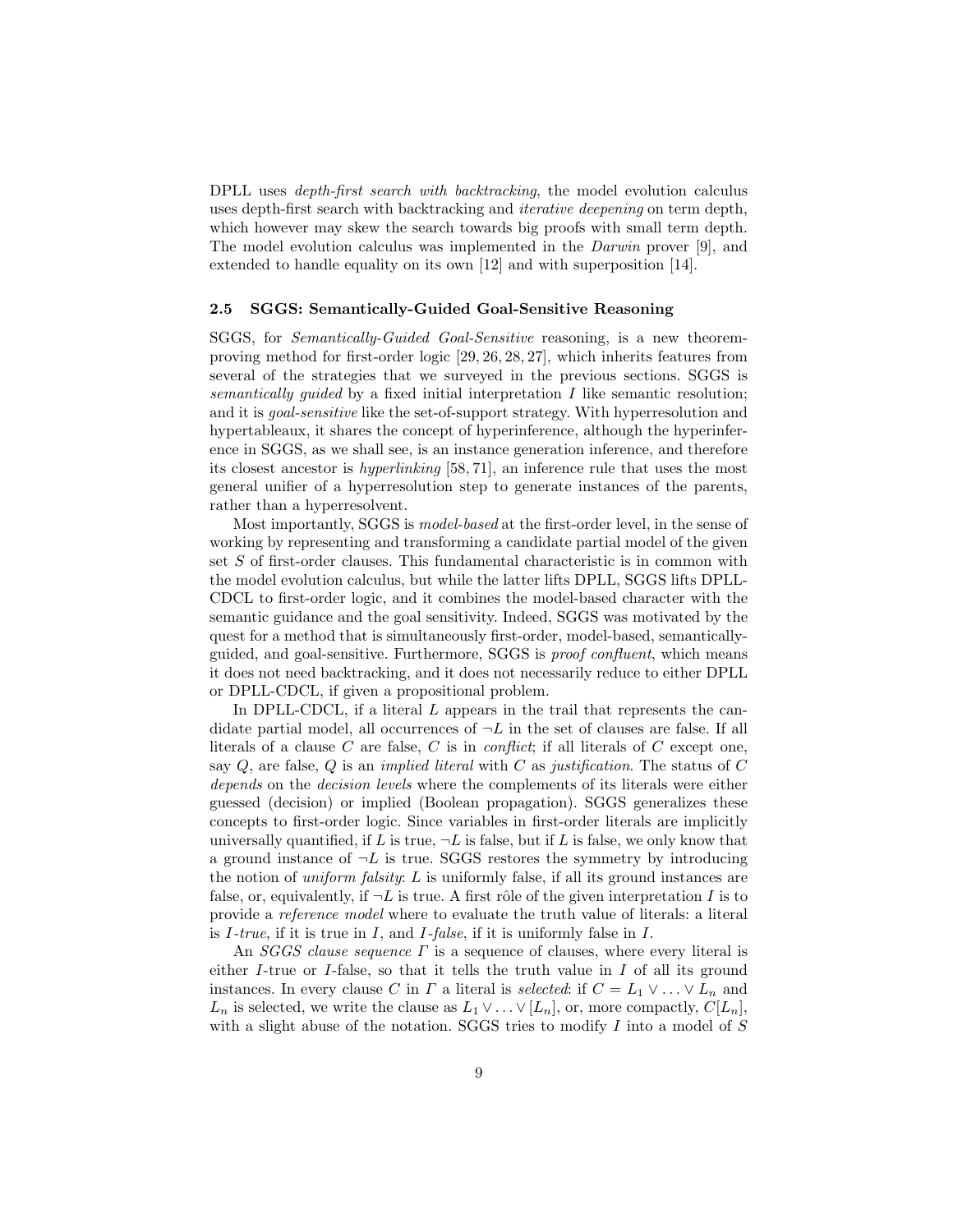DPLL uses *depth-first search with backtracking*, the model evolution calculus uses depth-first search with backtracking and *iterative deepening* on term depth, which however may skew the search towards big proofs with small term depth. The model evolution calculus was implemented in the *Darwin* prover [9], and extended to handle equality on its own [12] and with superposition [14].

### 2.5 SGGS: Semantically-Guided Goal-Sensitive Reasoning

SGGS, for *Semantically-Guided Goal-Sensitive* reasoning, is a new theorem-proving method for first-order logic [29, 26, 28, 27], which inherits features from several of the strategies that we surveyed in the previous sections. SGGS is *semantically guided* by a fixed initial interpretation $I$ like semantic resolution; and it is *goal-sensitive* like the set-of-support strategy. With hyperresolution and hypertableaux, it shares the concept of hyperinference, although the hyperinference in SGGS, as we shall see, is an instance generation inference, and therefore its closest ancestor is *hyperlinking* [58, 71], an inference rule that uses the most general unifier of a hyperresolution step to generate instances of the parents, rather than a hyperresolvent.

Most importantly, SGGS is *model-based* at the first-order level, in the sense of working by representing and transforming a candidate partial model of the given set $S$ of first-order clauses. This fundamental characteristic is in common with the model evolution calculus, but while the latter lifts DPLL, SGGS lifts DPLL-CDCL to first-order logic, and it combines the model-based character with the semantic guidance and the goal sensitivity. Indeed, SGGS was motivated by the quest for a method that is simultaneously first-order, model-based, semantically-guided, and goal-sensitive. Furthermore, SGGS is *proof confluent*, which means it does not need backtracking, and it does not necessarily reduce to either DPLL or DPLL-CDCL, if given a propositional problem.

In DPLL-CDCL, if a literal $L$ appears in the trail that represents the candidate partial model, all occurrences of $\neg L$ in the set of clauses are false. If all literals of a clause $C$ are false, $C$ is in *conflict*; if all literals of $C$ except one, say $Q$, are false, $Q$ is an *implied literal* with $C$ as *justification*. The status of $C$ *depends* on the *decision levels* where the complements of its literals were either guessed (decision) or implied (Boolean propagation). SGGS generalizes these concepts to first-order logic. Since variables in first-order literals are implicitly universally quantified, if $L$ is true, $\neg L$ is false, but if $L$ is false, we only know that a ground instance of $\neg L$ is true. SGGS restores the symmetry by introducing the notion of *uniform falsity*: $L$ is uniformly false, if all its ground instances are false, or, equivalently, if $\neg L$ is true. A first rôle of the given interpretation $I$ is to provide a *reference model* where to evaluate the truth value of literals: a literal is *$I$-true*, if it is true in $I$, and *$I$-false*, if it is uniformly false in $I$.

An *SGGS clause sequence* $\Gamma$ is a sequence of clauses, where every literal is either $I$-true or $I$-false, so that it tells the truth value in $I$ of all its ground instances. In every clause $C$ in $\Gamma$ a literal is *selected*: if $C = L_1 \vee \ldots \vee L_n$ and $L_n$ is selected, we write the clause as $L_1 \vee \ldots \vee [L_n]$, or, more compactly, $C[L_n]$, with a slight abuse of the notation. SGGS tries to modify $I$ into a model of $S$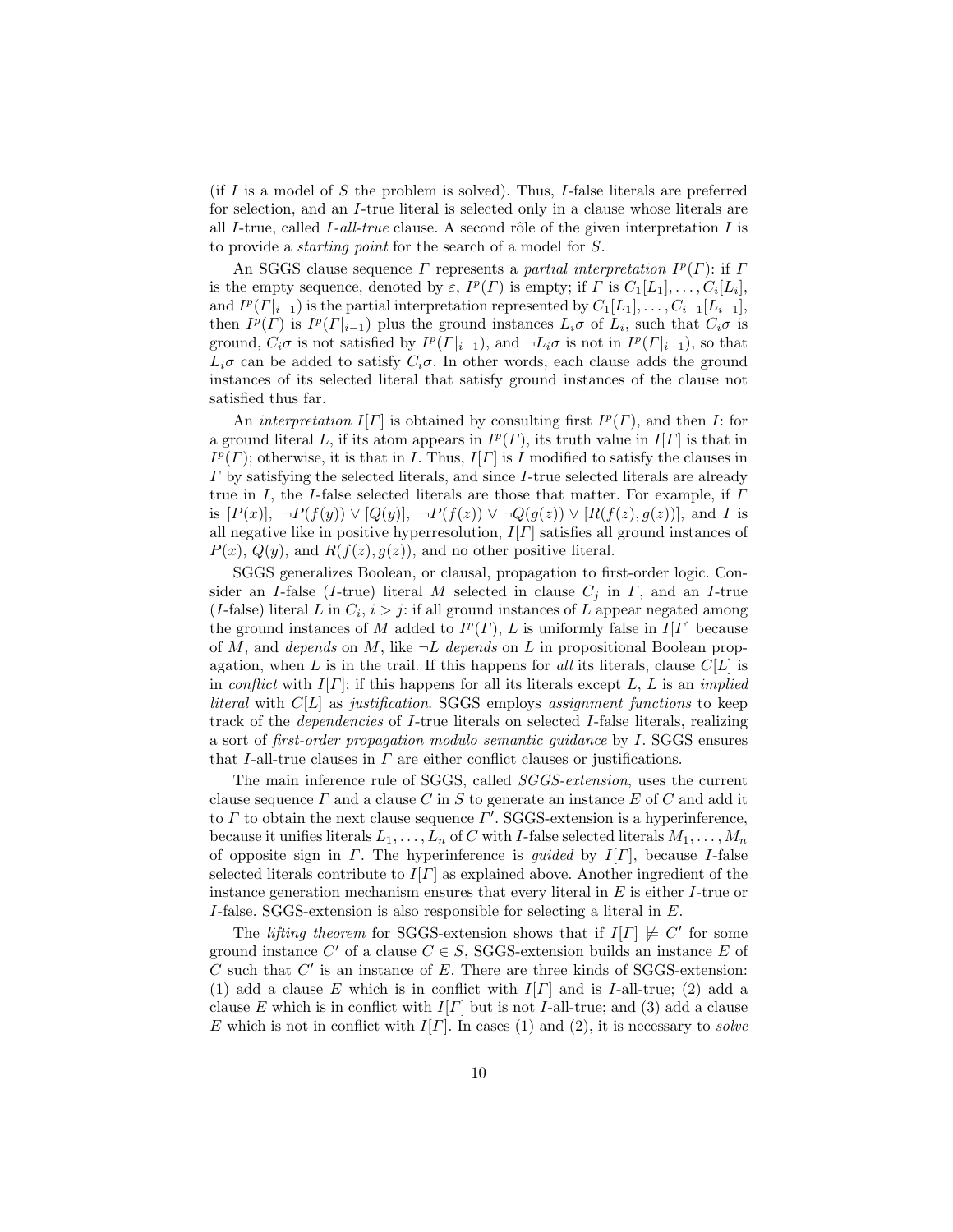(if $I$ is a model of $S$ the problem is solved). Thus, $I$-false literals are preferred for selection, and an $I$-true literal is selected only in a clause whose literals are all $I$-true, called *$I$-all-true* clause. A second rôle of the given interpretation $I$ is to provide a *starting point* for the search of a model for $S$.

An SGGS clause sequence $\Gamma$ represents a *partial interpretation* $I^p(\Gamma)$: if $\Gamma$ is the empty sequence, denoted by $\varepsilon$, $I^p(\Gamma)$ is empty; if $\Gamma$ is $C_1[L_1], \ldots, C_i[L_i]$, and $I^p(\Gamma|_{i-1})$ is the partial interpretation represented by $C_1[L_1], \ldots, C_{i-1}[L_{i-1}]$, then $I^p(\Gamma)$ is $I^p(\Gamma|_{i-1})$ plus the ground instances $L_i\sigma$ of $L_i$, such that $C_i\sigma$ is ground, $C_i\sigma$ is not satisfied by $I^p(\Gamma|_{i-1})$, and $\neg L_i\sigma$ is not in $I^p(\Gamma|_{i-1})$, so that $L_i\sigma$ can be added to satisfy $C_i\sigma$. In other words, each clause adds the ground instances of its selected literal that satisfy ground instances of the clause not satisfied thus far.

An *interpretation* $I[\Gamma]$ is obtained by consulting first $I^p(\Gamma)$, and then $I$: for a ground literal $L$, if its atom appears in $I^p(\Gamma)$, its truth value in $I[\Gamma]$ is that in $I^p(\Gamma)$; otherwise, it is that in $I$. Thus, $I[\Gamma]$ is $I$ modified to satisfy the clauses in $\Gamma$ by satisfying the selected literals, and since $I$-true selected literals are already true in $I$, the $I$-false selected literals are those that matter. For example, if $\Gamma$ is $[P(x)],\ \neg P(f(y)) \vee [Q(y)],\ \neg P(f(z)) \vee \neg Q(g(z)) \vee [R(f(z), g(z))]$, and $I$ is all negative like in positive hyperresolution, $I[\Gamma]$ satisfies all ground instances of $P(x)$, $Q(y)$, and $R(f(z), g(z))$, and no other positive literal.

SGGS generalizes Boolean, or clausal, propagation to first-order logic. Consider an $I$-false ($I$-true) literal $M$ selected in clause $C_j$ in $\Gamma$, and an $I$-true ($I$-false) literal $L$ in $C_i$, $i > j$: if all ground instances of $L$ appear negated among the ground instances of $M$ added to $I^p(\Gamma)$, $L$ is uniformly false in $I[\Gamma]$ because of $M$, and *depends* on $M$, like $\neg L$ *depends* on $L$ in propositional Boolean propagation, when $L$ is in the trail. If this happens for *all* its literals, clause $C[L]$ is in *conflict* with $I[\Gamma]$; if this happens for all its literals except $L$, $L$ is an *implied literal* with $C[L]$ as *justification*. SGGS employs *assignment functions* to keep track of the *dependencies* of $I$-true literals on selected $I$-false literals, realizing a sort of *first-order propagation modulo semantic guidance* by $I$. SGGS ensures that $I$-all-true clauses in $\Gamma$ are either conflict clauses or justifications.

The main inference rule of SGGS, called *SGGS-extension*, uses the current clause sequence $\Gamma$ and a clause $C$ in $S$ to generate an instance $E$ of $C$ and add it to $\Gamma$ to obtain the next clause sequence $\Gamma'$. SGGS-extension is a hyperinference, because it unifies literals $L_1, \ldots, L_n$ of $C$ with $I$-false selected literals $M_1, \ldots, M_n$ of opposite sign in $\Gamma$. The hyperinference is *guided* by $I[\Gamma]$, because $I$-false selected literals contribute to $I[\Gamma]$ as explained above. Another ingredient of the instance generation mechanism ensures that every literal in $E$ is either $I$-true or $I$-false. SGGS-extension is also responsible for selecting a literal in $E$.

The *lifting theorem* for SGGS-extension shows that if $I[\Gamma] \not\models C'$ for some ground instance $C'$ of a clause $C \in S$, SGGS-extension builds an instance $E$ of $C$ such that $C'$ is an instance of $E$. There are three kinds of SGGS-extension: (1) add a clause $E$ which is in conflict with $I[\Gamma]$ and is $I$-all-true; (2) add a clause $E$ which is in conflict with $I[\Gamma]$ but is not $I$-all-true; and (3) add a clause $E$ which is not in conflict with $I[\Gamma]$. In cases (1) and (2), it is necessary to *solve*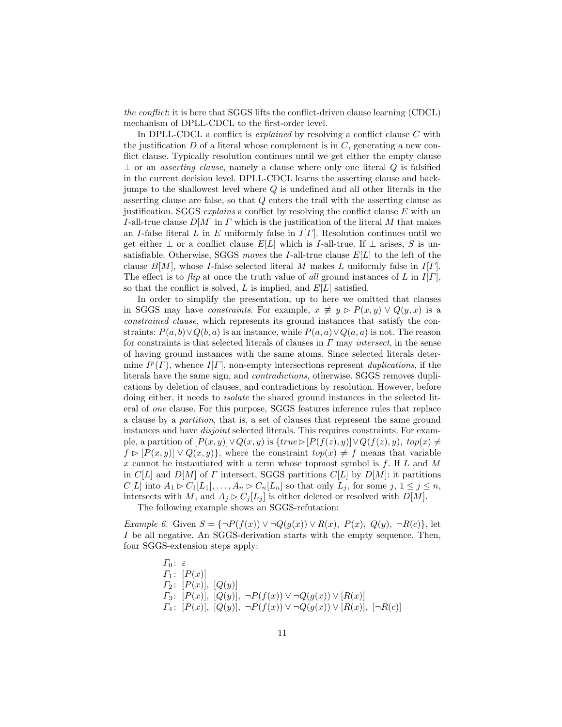*the conflict*: it is here that SGGS lifts the conflict-driven clause learning (CDCL) mechanism of DPLL-CDCL to the first-order level.

In DPLL-CDCL a conflict is *explained* by resolving a conflict clause $C$ with the justification $D$ of a literal whose complement is in $C$, generating a new conflict clause. Typically resolution continues until we get either the empty clause $\bot$ or an *asserting clause*, namely a clause where only one literal $Q$ is falsified in the current decision level. DPLL-CDCL learns the asserting clause and backjumps to the shallowest level where $Q$ is undefined and all other literals in the asserting clause are false, so that $Q$ enters the trail with the asserting clause as justification. SGGS *explains* a conflict by resolving the conflict clause $E$ with an $I$-all-true clause $D[M]$ in $\Gamma$ which is the justification of the literal $M$ that makes an $I$-false literal $L$ in $E$ uniformly false in $I[\Gamma]$. Resolution continues until we get either $\bot$ or a conflict clause $E[L]$ which is $I$-all-true. If $\bot$ arises, $S$ is unsatisfiable. Otherwise, SGGS *moves* the $I$-all-true clause $E[L]$ to the left of the clause $B[M]$, whose $I$-false selected literal $M$ makes $L$ uniformly false in $I[\Gamma]$. The effect is to *flip* at once the truth value of *all* ground instances of $L$ in $I[\Gamma]$, so that the conflict is solved, $L$ is implied, and $E[L]$ satisfied.

In order to simplify the presentation, up to here we omitted that clauses in SGGS may have *constraints*. For example, $x \not\equiv y \rhd P(x, y) \vee Q(y, x)$ is a *constrained clause*, which represents its ground instances that satisfy the constraints: $P(a, b) \vee Q(b, a)$ is an instance, while $P(a, a) \vee Q(a, a)$ is not. The reason for constraints is that selected literals of clauses in $\Gamma$ may *intersect*, in the sense of having ground instances with the same atoms. Since selected literals determine $I^p(\Gamma)$, whence $I[\Gamma]$, non-empty intersections represent *duplications*, if the literals have the same sign, and *contradictions*, otherwise. SGGS removes duplications by deletion of clauses, and contradictions by resolution. However, before doing either, it needs to *isolate* the shared ground instances in the selected literal of *one* clause. For this purpose, SGGS features inference rules that replace a clause by a *partition*, that is, a set of clauses that represent the same ground instances and have *disjoint* selected literals. This requires constraints. For example, a partition of $[P(x, y)] \vee Q(x, y)$ is $\{true \rhd [P(f(z), y)] \vee Q(f(z), y),\ top(x) \neq f \rhd [P(x, y)] \vee Q(x, y)\}$, where the constraint $top(x) \neq f$ means that variable $x$ cannot be instantiated with a term whose topmost symbol is $f$. If $L$ and $M$ in $C[L]$ and $D[M]$ of $\Gamma$ intersect, SGGS partitions $C[L]$ by $D[M]$: it partitions $C[L]$ into $A_1 \rhd C_1[L_1], \ldots, A_n \rhd C_n[L_n]$ so that only $L_j$, for some $j$, $1 \leq j \leq n$, intersects with $M$, and $A_j \rhd C_j[L_j]$ is either deleted or resolved with $D[M]$.

The following example shows an SGGS-refutation:

*Example 6.* Given $S = \{\neg P(f(x)) \vee \neg Q(g(x)) \vee R(x),\ P(x),\ Q(y),\ \neg R(c)\}$, let $I$ be all negative. An SGGS-derivation starts with the empty sequence. Then, four SGGS-extension steps apply:

$$
\begin{aligned}
&\Gamma_0\colon\ \varepsilon \\
&\Gamma_1\colon\ [P(x)] \\
&\Gamma_2\colon\ [P(x)],\ [Q(y)] \\
&\Gamma_3\colon\ [P(x)],\ [Q(y)],\ \neg P(f(x)) \vee \neg Q(g(x)) \vee [R(x)] \\
&\Gamma_4\colon\ [P(x)],\ [Q(y)],\ \neg P(f(x)) \vee \neg Q(g(x)) \vee [R(x)],\ [\neg R(c)]
\end{aligned}
$$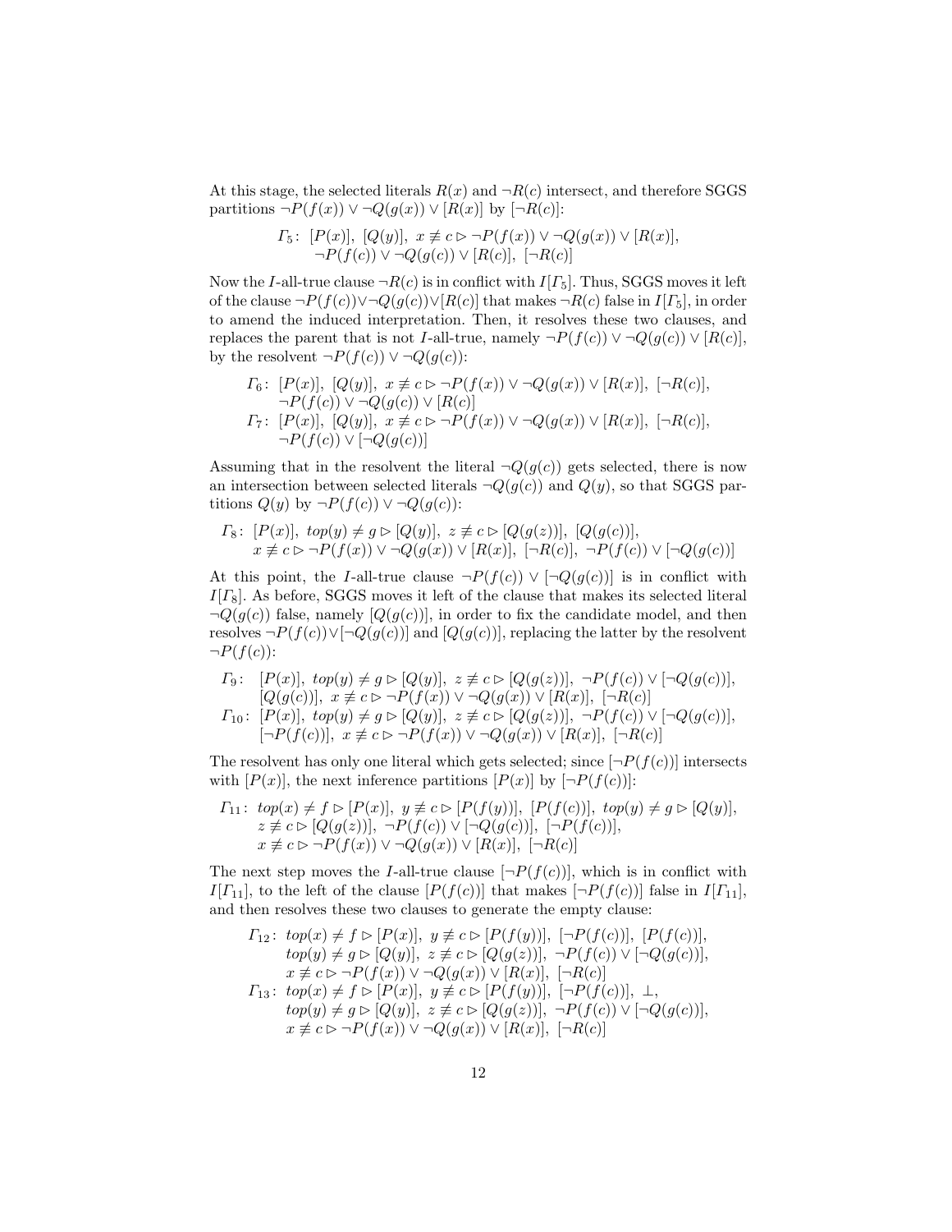At this stage, the selected literals $R(x)$ and $\neg R(c)$ intersect, and therefore SGGS partitions $\neg P(f(x)) \vee \neg Q(g(x)) \vee [R(x)]$ by $[\neg R(c)]$:

$$\begin{aligned}\varGamma_5\colon\ & [P(x)],\ [Q(y)],\ x \not\equiv c \rhd \neg P(f(x)) \vee \neg Q(g(x)) \vee [R(x)],\\ & \neg P(f(c)) \vee \neg Q(g(c)) \vee [R(c)],\ [\neg R(c)]\end{aligned}$$

Now the $I$-all-true clause $\neg R(c)$ is in conflict with $I[\varGamma_5]$. Thus, SGGS moves it left of the clause $\neg P(f(c)) \vee \neg Q(g(c)) \vee [R(c)]$ that makes $\neg R(c)$ false in $I[\varGamma_5]$, in order to amend the induced interpretation. Then, it resolves these two clauses, and replaces the parent that is not $I$-all-true, namely $\neg P(f(c)) \vee \neg Q(g(c)) \vee [R(c)]$, by the resolvent $\neg P(f(c)) \vee \neg Q(g(c))$:

$$\begin{aligned}\varGamma_6\colon\ & [P(x)],\ [Q(y)],\ x \not\equiv c \rhd \neg P(f(x)) \vee \neg Q(g(x)) \vee [R(x)],\ [\neg R(c)],\\ & \neg P(f(c)) \vee \neg Q(g(c)) \vee [R(c)]\\ \varGamma_7\colon\ & [P(x)],\ [Q(y)],\ x \not\equiv c \rhd \neg P(f(x)) \vee \neg Q(g(x)) \vee [R(x)],\ [\neg R(c)],\\ & \neg P(f(c)) \vee [\neg Q(g(c))]\end{aligned}$$

Assuming that in the resolvent the literal $\neg Q(g(c))$ gets selected, there is now an intersection between selected literals $\neg Q(g(c))$ and $Q(y)$, so that SGGS partitions $Q(y)$ by $\neg P(f(c)) \vee \neg Q(g(c))$:

$$\begin{aligned}\varGamma_8\colon\ & [P(x)],\ top(y) \neq g \rhd [Q(y)],\ z \not\equiv c \rhd [Q(g(z))],\ [Q(g(c))],\\ & x \not\equiv c \rhd \neg P(f(x)) \vee \neg Q(g(x)) \vee [R(x)],\ [\neg R(c)],\ \neg P(f(c)) \vee [\neg Q(g(c))]\end{aligned}$$

At this point, the $I$-all-true clause $\neg P(f(c)) \vee [\neg Q(g(c))]$ is in conflict with $I[\varGamma_8]$. As before, SGGS moves it left of the clause that makes its selected literal $\neg Q(g(c))$ false, namely $[Q(g(c))]$, in order to fix the candidate model, and then resolves $\neg P(f(c)) \vee [\neg Q(g(c))]$ and $[Q(g(c))]$, replacing the latter by the resolvent $\neg P(f(c))$:

$$\begin{aligned}\varGamma_9\colon\ & [P(x)],\ top(y) \neq g \rhd [Q(y)],\ z \not\equiv c \rhd [Q(g(z))],\ \neg P(f(c)) \vee [\neg Q(g(c))],\\ & [Q(g(c))],\ x \not\equiv c \rhd \neg P(f(x)) \vee \neg Q(g(x)) \vee [R(x)],\ [\neg R(c)]\\ \varGamma_{10}\colon\ & [P(x)],\ top(y) \neq g \rhd [Q(y)],\ z \not\equiv c \rhd [Q(g(z))],\ \neg P(f(c)) \vee [\neg Q(g(c))],\\ & [\neg P(f(c))],\ x \not\equiv c \rhd \neg P(f(x)) \vee \neg Q(g(x)) \vee [R(x)],\ [\neg R(c)]\end{aligned}$$

The resolvent has only one literal which gets selected; since $[\neg P(f(c))]$ intersects with $[P(x)]$, the next inference partitions $[P(x)]$ by $[\neg P(f(c))]$:

$$\begin{aligned}\varGamma_{11}\colon\ & top(x) \neq f \rhd [P(x)],\ y \not\equiv c \rhd [P(f(y))],\ [P(f(c))],\ top(y) \neq g \rhd [Q(y)],\\ & z \not\equiv c \rhd [Q(g(z))],\ \neg P(f(c)) \vee [\neg Q(g(c))],\ [\neg P(f(c))],\\ & x \not\equiv c \rhd \neg P(f(x)) \vee \neg Q(g(x)) \vee [R(x)],\ [\neg R(c)]\end{aligned}$$

The next step moves the $I$-all-true clause $[\neg P(f(c))]$, which is in conflict with $I[\varGamma_{11}]$, to the left of the clause $[P(f(c))]$ that makes $[\neg P(f(c))]$ false in $I[\varGamma_{11}]$, and then resolves these two clauses to generate the empty clause:

$$\begin{aligned}\varGamma_{12}\colon\ & top(x) \neq f \rhd [P(x)],\ y \not\equiv c \rhd [P(f(y))],\ [\neg P(f(c))],\ [P(f(c))],\\ & top(y) \neq g \rhd [Q(y)],\ z \not\equiv c \rhd [Q(g(z))],\ \neg P(f(c)) \vee [\neg Q(g(c))],\\ & x \not\equiv c \rhd \neg P(f(x)) \vee \neg Q(g(x)) \vee [R(x)],\ [\neg R(c)]\\ \varGamma_{13}\colon\ & top(x) \neq f \rhd [P(x)],\ y \not\equiv c \rhd [P(f(y))],\ [\neg P(f(c))],\ \bot,\\ & top(y) \neq g \rhd [Q(y)],\ z \not\equiv c \rhd [Q(g(z))],\ \neg P(f(c)) \vee [\neg Q(g(c))],\\ & x \not\equiv c \rhd \neg P(f(x)) \vee \neg Q(g(x)) \vee [R(x)],\ [\neg R(c)]\end{aligned}$$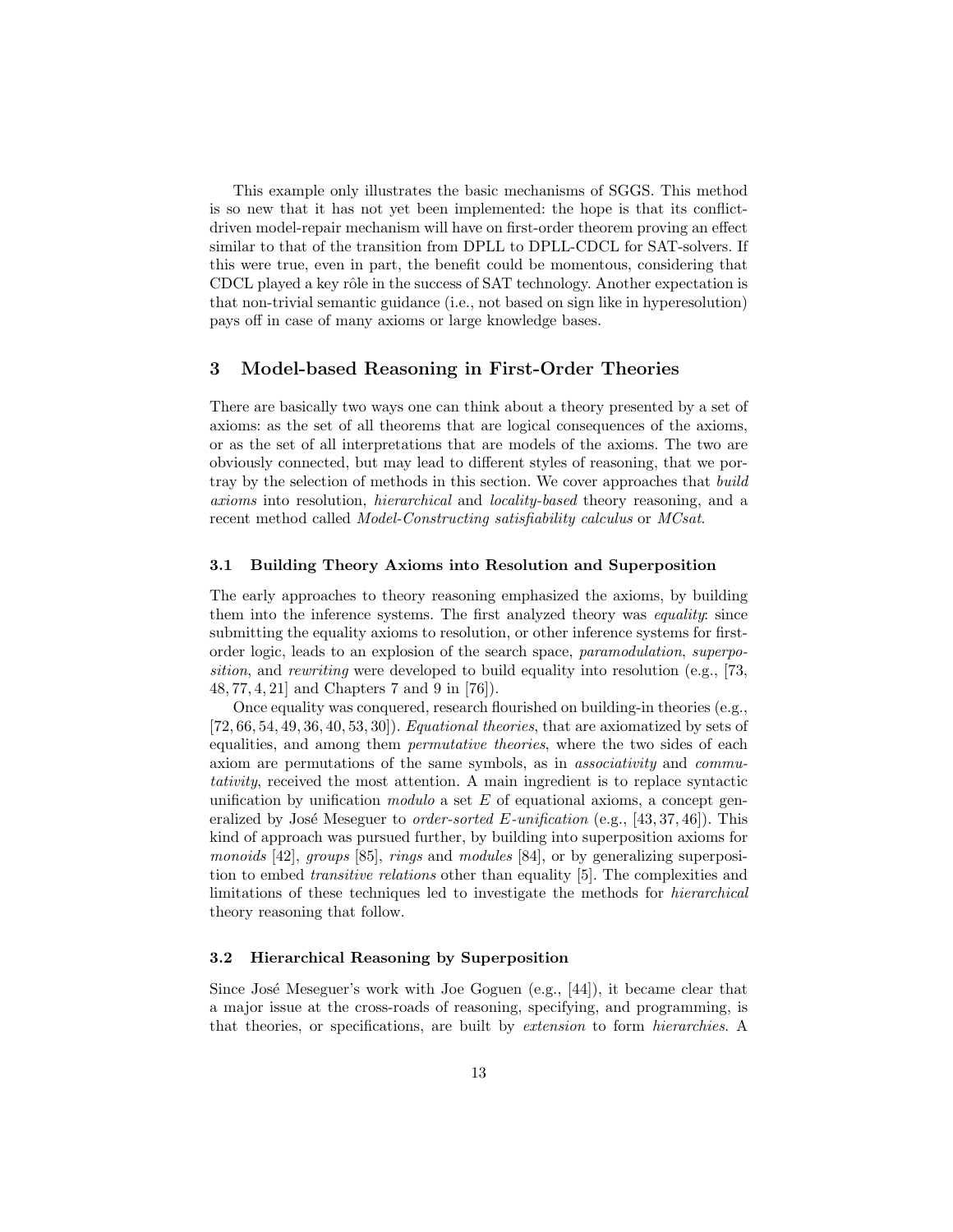This example only illustrates the basic mechanisms of SGGS. This method is so new that it has not yet been implemented: the hope is that its conflict-driven model-repair mechanism will have on first-order theorem proving an effect similar to that of the transition from DPLL to DPLL-CDCL for SAT-solvers. If this were true, even in part, the benefit could be momentous, considering that CDCL played a key rôle in the success of SAT technology. Another expectation is that non-trivial semantic guidance (i.e., not based on sign like in hyperesolution) pays off in case of many axioms or large knowledge bases.

## 3 Model-based Reasoning in First-Order Theories

There are basically two ways one can think about a theory presented by a set of axioms: as the set of all theorems that are logical consequences of the axioms, or as the set of all interpretations that are models of the axioms. The two are obviously connected, but may lead to different styles of reasoning, that we portray by the selection of methods in this section. We cover approaches that *build axioms* into resolution, *hierarchical* and *locality-based* theory reasoning, and a recent method called *Model-Constructing satisfiability calculus* or *MCsat*.

### 3.1 Building Theory Axioms into Resolution and Superposition

The early approaches to theory reasoning emphasized the axioms, by building them into the inference systems. The first analyzed theory was *equality*: since submitting the equality axioms to resolution, or other inference systems for first-order logic, leads to an explosion of the search space, *paramodulation*, *superposition*, and *rewriting* were developed to build equality into resolution (e.g., [73, 48, 77, 4, 21] and Chapters 7 and 9 in [76]).

Once equality was conquered, research flourished on building-in theories (e.g., [72, 66, 54, 49, 36, 40, 53, 30]). *Equational theories*, that are axiomatized by sets of equalities, and among them *permutative theories*, where the two sides of each axiom are permutations of the same symbols, as in *associativity* and *commutativity*, received the most attention. A main ingredient is to replace syntactic unification by unification *modulo* a set $E$ of equational axioms, a concept generalized by José Meseguer to *order-sorted E-unification* (e.g., [43, 37, 46]). This kind of approach was pursued further, by building into superposition axioms for *monoids* [42], *groups* [85], *rings* and *modules* [84], or by generalizing superposition to embed *transitive relations* other than equality [5]. The complexities and limitations of these techniques led to investigate the methods for *hierarchical* theory reasoning that follow.

### 3.2 Hierarchical Reasoning by Superposition

Since José Meseguer's work with Joe Goguen (e.g., [44]), it became clear that a major issue at the cross-roads of reasoning, specifying, and programming, is that theories, or specifications, are built by *extension* to form *hierarchies*. A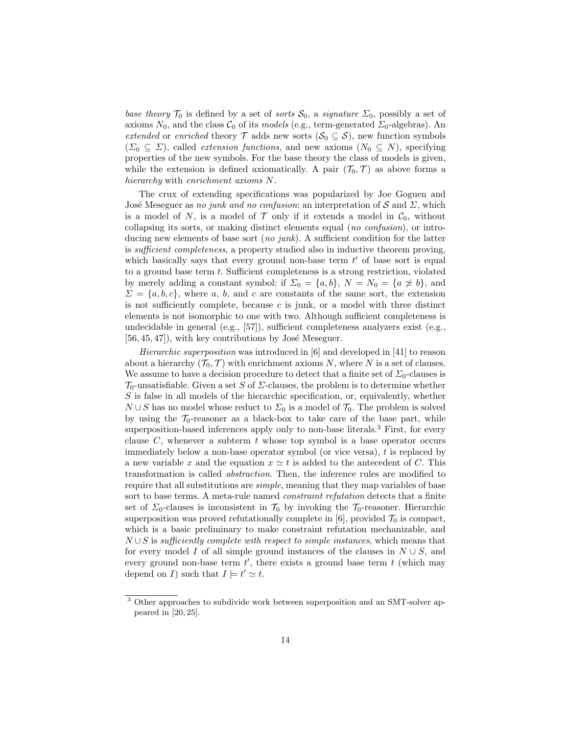*base theory* $\mathcal{T}_0$ is defined by a set of *sorts* $\mathcal{S}_0$, a *signature* $\Sigma_0$, possibly a set of axioms $N_0$, and the class $\mathcal{C}_0$ of its *models* (e.g., term-generated $\Sigma_0$-algebras). An *extended* or *enriched* theory $\mathcal{T}$ adds new sorts ($\mathcal{S}_0 \subseteq \mathcal{S}$), new function symbols ($\Sigma_0 \subseteq \Sigma$), called *extension functions*, and new axioms ($N_0 \subseteq N$), specifying properties of the new symbols. For the base theory the class of models is given, while the extension is defined axiomatically. A pair $(\mathcal{T}_0, \mathcal{T})$ as above forms a *hierarchy* with *enrichment axioms* $N$.

The crux of extending specifications was popularized by Joe Goguen and José Meseguer as *no junk and no confusion*: an interpretation of $\mathcal{S}$ and $\Sigma$, which is a model of $N$, is a model of $\mathcal{T}$ only if it extends a model in $\mathcal{C}_0$, without collapsing its sorts, or making distinct elements equal (*no confusion*), or introducing new elements of base sort (*no junk*). A sufficient condition for the latter is *sufficient completeness*, a property studied also in inductive theorem proving, which basically says that every ground non-base term $t'$ of base sort is equal to a ground base term $t$. Sufficient completeness is a strong restriction, violated by merely adding a constant symbol: if $\Sigma_0 = \{a, b\}$, $N = N_0 = \{a \not\simeq b\}$, and $\Sigma = \{a, b, c\}$, where $a$, $b$, and $c$ are constants of the same sort, the extension is not sufficiently complete, because $c$ is junk, or a model with three distinct elements is not isomorphic to one with two. Although sufficient completeness is undecidable in general (e.g., [57]), sufficient completeness analyzers exist (e.g., [56, 45, 47]), with key contributions by José Meseguer.

*Hierarchic superposition* was introduced in [6] and developed in [41] to reason about a hierarchy $(\mathcal{T}_0, \mathcal{T})$ with enrichment axioms $N$, where $N$ is a set of clauses. We assume to have a decision procedure to detect that a finite set of $\Sigma_0$-clauses is $\mathcal{T}_0$-unsatisfiable. Given a set $S$ of $\Sigma$-clauses, the problem is to determine whether $S$ is false in all models of the hierarchic specification, or, equivalently, whether $N \cup S$ has no model whose reduct to $\Sigma_0$ is a model of $\mathcal{T}_0$. The problem is solved by using the $\mathcal{T}_0$-reasoner as a black-box to take care of the base part, while superposition-based inferences apply only to non-base literals.[3] First, for every clause $C$, whenever a subterm $t$ whose top symbol is a base operator occurs immediately below a non-base operator symbol (or vice versa), $t$ is replaced by a new variable $x$ and the equation $x \simeq t$ is added to the antecedent of $C$. This transformation is called *abstraction*. Then, the inference rules are modified to require that all substitutions are *simple*, meaning that they map variables of base sort to base terms. A meta-rule named *constraint refutation* detects that a finite set of $\Sigma_0$-clauses is inconsistent in $\mathcal{T}_0$ by invoking the $\mathcal{T}_0$-reasoner. Hierarchic superposition was proved refutationally complete in [6], provided $\mathcal{T}_0$ is compact, which is a basic preliminary to make constraint refutation mechanizable, and $N \cup S$ is *sufficiently complete with respect to simple instances*, which means that for every model $I$ of all simple ground instances of the clauses in $N \cup S$, and every ground non-base term $t'$, there exists a ground base term $t$ (which may depend on $I$) such that $I \models t' \simeq t$.

[3] Other approaches to subdivide work between superposition and an SMT-solver appeared in [20, 25].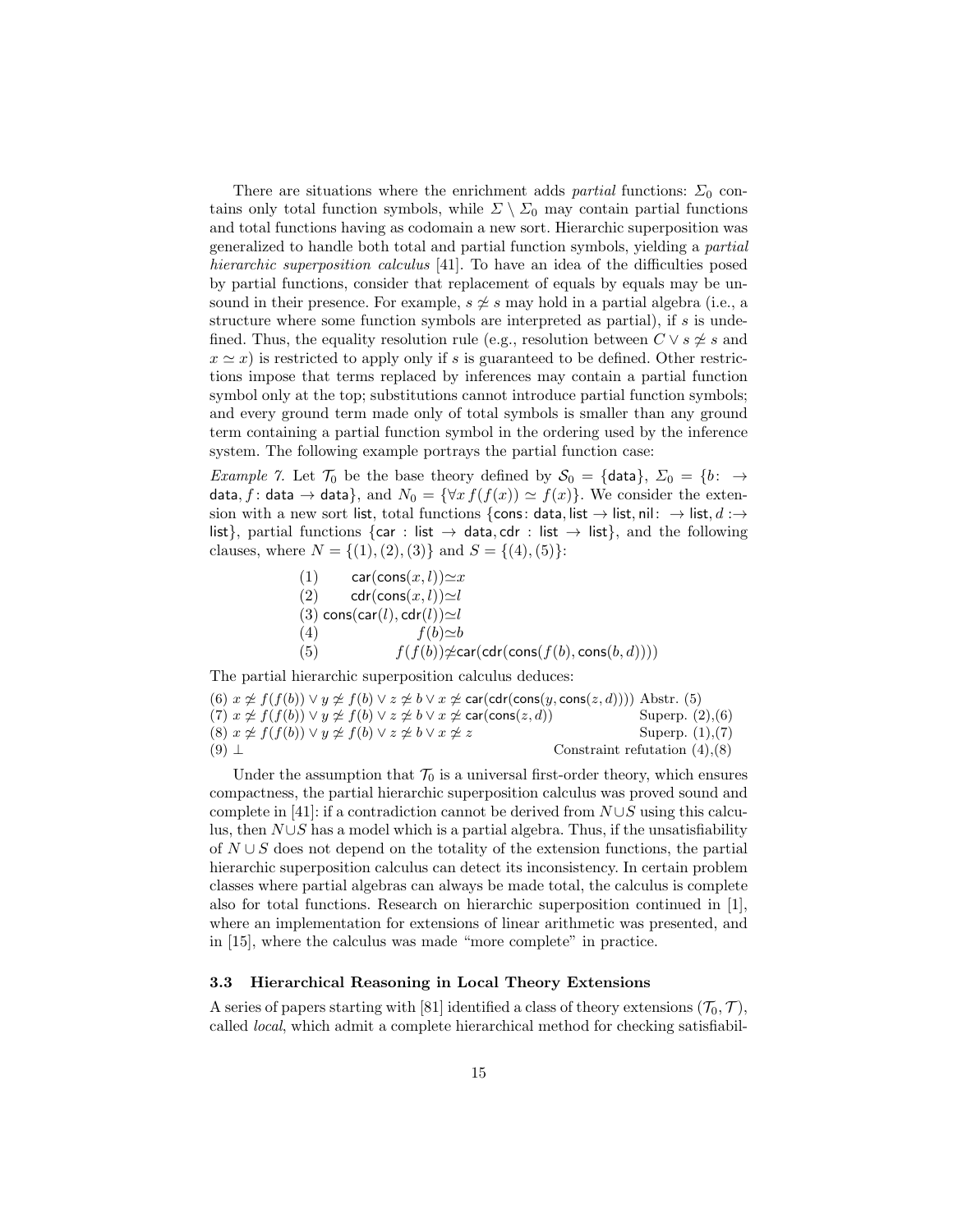There are situations where the enrichment adds *partial* functions: $\Sigma_0$ contains only total function symbols, while $\Sigma \setminus \Sigma_0$ may contain partial functions and total functions having as codomain a new sort. Hierarchic superposition was generalized to handle both total and partial function symbols, yielding a *partial hierarchic superposition calculus* [41]. To have an idea of the difficulties posed by partial functions, consider that replacement of equals by equals may be unsound in their presence. For example, $s \not\simeq s$ may hold in a partial algebra (i.e., a structure where some function symbols are interpreted as partial), if $s$ is undefined. Thus, the equality resolution rule (e.g., resolution between $C \vee s \not\simeq s$ and $x \simeq x$) is restricted to apply only if $s$ is guaranteed to be defined. Other restrictions impose that terms replaced by inferences may contain a partial function symbol only at the top; substitutions cannot introduce partial function symbols; and every ground term made only of total symbols is smaller than any ground term containing a partial function symbol in the ordering used by the inference system. The following example portrays the partial function case:

*Example 7.* Let $\mathcal{T}_0$ be the base theory defined by $\mathcal{S}_0 = \{\mathsf{data}\}$, $\Sigma_0 = \{b\colon \to \mathsf{data}, f\colon \mathsf{data} \to \mathsf{data}\}$, and $N_0 = \{\forall x\, f(f(x)) \simeq f(x)\}$. We consider the extension with a new sort $\mathsf{list}$, total functions $\{\mathsf{cons}\colon \mathsf{data}, \mathsf{list} \to \mathsf{list}, \mathsf{nil}\colon \to \mathsf{list}, d\colon\to \mathsf{list}\}$, partial functions $\{\mathsf{car} : \mathsf{list} \to \mathsf{data}, \mathsf{cdr} : \mathsf{list} \to \mathsf{list}\}$, and the following clauses, where $N = \{(1), (2), (3)\}$ and $S = \{(4), (5)\}$:

$$
\begin{array}{ll}
(1) & \mathsf{car}(\mathsf{cons}(x,l)) \simeq x \\
(2) & \mathsf{cdr}(\mathsf{cons}(x,l)) \simeq l \\
(3) & \mathsf{cons}(\mathsf{car}(l), \mathsf{cdr}(l)) \simeq l \\
(4) & f(b) \simeq b \\
(5) & f(f(b)) \not\simeq \mathsf{car}(\mathsf{cdr}(\mathsf{cons}(f(b), \mathsf{cons}(b,d))))
\end{array}
$$

The partial hierarchic superposition calculus deduces:

$$
\begin{array}{ll}
(6)\ x \not\simeq f(f(b)) \vee y \not\simeq f(b) \vee z \not\simeq b \vee x \not\simeq \mathsf{car}(\mathsf{cdr}(\mathsf{cons}(y, \mathsf{cons}(z,d)))) & \text{Abstr. (5)} \\
(7)\ x \not\simeq f(f(b)) \vee y \not\simeq f(b) \vee z \not\simeq b \vee x \not\simeq \mathsf{car}(\mathsf{cons}(z,d)) & \text{Superp. (2),(6)} \\
(8)\ x \not\simeq f(f(b)) \vee y \not\simeq f(b) \vee z \not\simeq b \vee x \not\simeq z & \text{Superp. (1),(7)} \\
(9)\ \bot & \text{Constraint refutation (4),(8)}
\end{array}
$$

Under the assumption that $\mathcal{T}_0$ is a universal first-order theory, which ensures compactness, the partial hierarchic superposition calculus was proved sound and complete in [41]: if a contradiction cannot be derived from $N \cup S$ using this calculus, then $N \cup S$ has a model which is a partial algebra. Thus, if the unsatisfiability of $N \cup S$ does not depend on the totality of the extension functions, the partial hierarchic superposition calculus can detect its inconsistency. In certain problem classes where partial algebras can always be made total, the calculus is complete also for total functions. Research on hierarchic superposition continued in [1], where an implementation for extensions of linear arithmetic was presented, and in [15], where the calculus was made "more complete" in practice.

### 3.3 Hierarchical Reasoning in Local Theory Extensions

A series of papers starting with [81] identified a class of theory extensions $(\mathcal{T}_0, \mathcal{T})$, called *local*, which admit a complete hierarchical method for checking satisfiabil-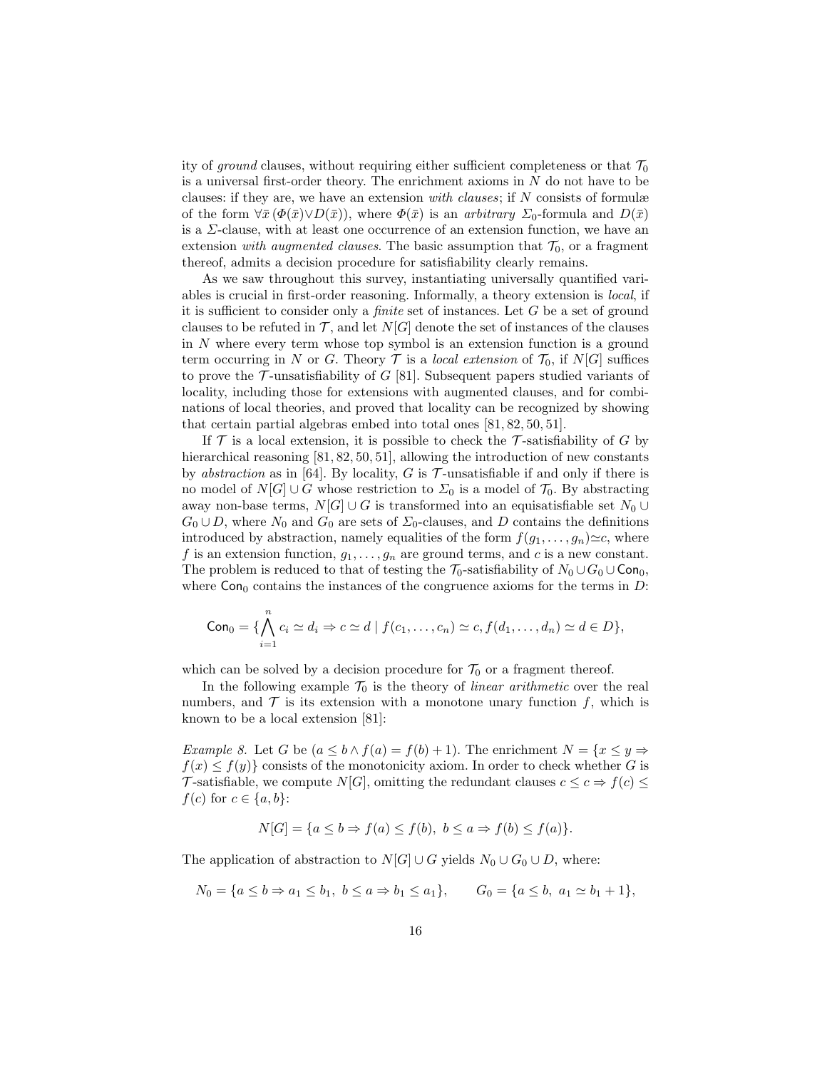ity of *ground* clauses, without requiring either sufficient completeness or that $\mathcal{T}_0$ is a universal first-order theory. The enrichment axioms in $N$ do not have to be clauses: if they are, we have an extension *with clauses*; if $N$ consists of formulæ of the form $\forall \bar{x}\,(\Phi(\bar{x}) \vee D(\bar{x}))$, where $\Phi(\bar{x})$ is an *arbitrary* $\Sigma_0$-formula and $D(\bar{x})$ is a $\Sigma$-clause, with at least one occurrence of an extension function, we have an extension *with augmented clauses*. The basic assumption that $\mathcal{T}_0$, or a fragment thereof, admits a decision procedure for satisfiability clearly remains.

As we saw throughout this survey, instantiating universally quantified variables is crucial in first-order reasoning. Informally, a theory extension is *local*, if it is sufficient to consider only a *finite* set of instances. Let $G$ be a set of ground clauses to be refuted in $\mathcal{T}$, and let $N[G]$ denote the set of instances of the clauses in $N$ where every term whose top symbol is an extension function is a ground term occurring in $N$ or $G$. Theory $\mathcal{T}$ is a *local extension* of $\mathcal{T}_0$, if $N[G]$ suffices to prove the $\mathcal{T}$-unsatisfiability of $G$ [81]. Subsequent papers studied variants of locality, including those for extensions with augmented clauses, and for combinations of local theories, and proved that locality can be recognized by showing that certain partial algebras embed into total ones [81, 82, 50, 51].

If $\mathcal{T}$ is a local extension, it is possible to check the $\mathcal{T}$-satisfiability of $G$ by hierarchical reasoning [81, 82, 50, 51], allowing the introduction of new constants by *abstraction* as in [64]. By locality, $G$ is $\mathcal{T}$-unsatisfiable if and only if there is no model of $N[G] \cup G$ whose restriction to $\Sigma_0$ is a model of $\mathcal{T}_0$. By abstracting away non-base terms, $N[G] \cup G$ is transformed into an equisatisfiable set $N_0 \cup G_0 \cup D$, where $N_0$ and $G_0$ are sets of $\Sigma_0$-clauses, and $D$ contains the definitions introduced by abstraction, namely equalities of the form $f(g_1, \ldots, g_n) \simeq c$, where $f$ is an extension function, $g_1, \ldots, g_n$ are ground terms, and $c$ is a new constant. The problem is reduced to that of testing the $\mathcal{T}_0$-satisfiability of $N_0 \cup G_0 \cup \mathsf{Con}_0$, where $\mathsf{Con}_0$ contains the instances of the congruence axioms for the terms in $D$:

$$\mathsf{Con}_0 = \{\bigwedge_{i=1}^{n} c_i \simeq d_i \Rightarrow c \simeq d \mid f(c_1, \ldots, c_n) \simeq c, f(d_1, \ldots, d_n) \simeq d \in D\},$$

which can be solved by a decision procedure for $\mathcal{T}_0$ or a fragment thereof.

In the following example $\mathcal{T}_0$ is the theory of *linear arithmetic* over the real numbers, and $\mathcal{T}$ is its extension with a monotone unary function $f$, which is known to be a local extension [81]:

*Example 8.* Let $G$ be $(a \leq b \wedge f(a) = f(b) + 1)$. The enrichment $N = \{x \leq y \Rightarrow f(x) \leq f(y)\}$ consists of the monotonicity axiom. In order to check whether $G$ is $\mathcal{T}$-satisfiable, we compute $N[G]$, omitting the redundant clauses $c \leq c \Rightarrow f(c) \leq f(c)$ for $c \in \{a, b\}$:

$$N[G] = \{a \leq b \Rightarrow f(a) \leq f(b),\ b \leq a \Rightarrow f(b) \leq f(a)\}.$$

The application of abstraction to $N[G] \cup G$ yields $N_0 \cup G_0 \cup D$, where:

$$N_0 = \{a \leq b \Rightarrow a_1 \leq b_1,\ b \leq a \Rightarrow b_1 \leq a_1\}, \qquad G_0 = \{a \leq b,\ a_1 \simeq b_1 + 1\},$$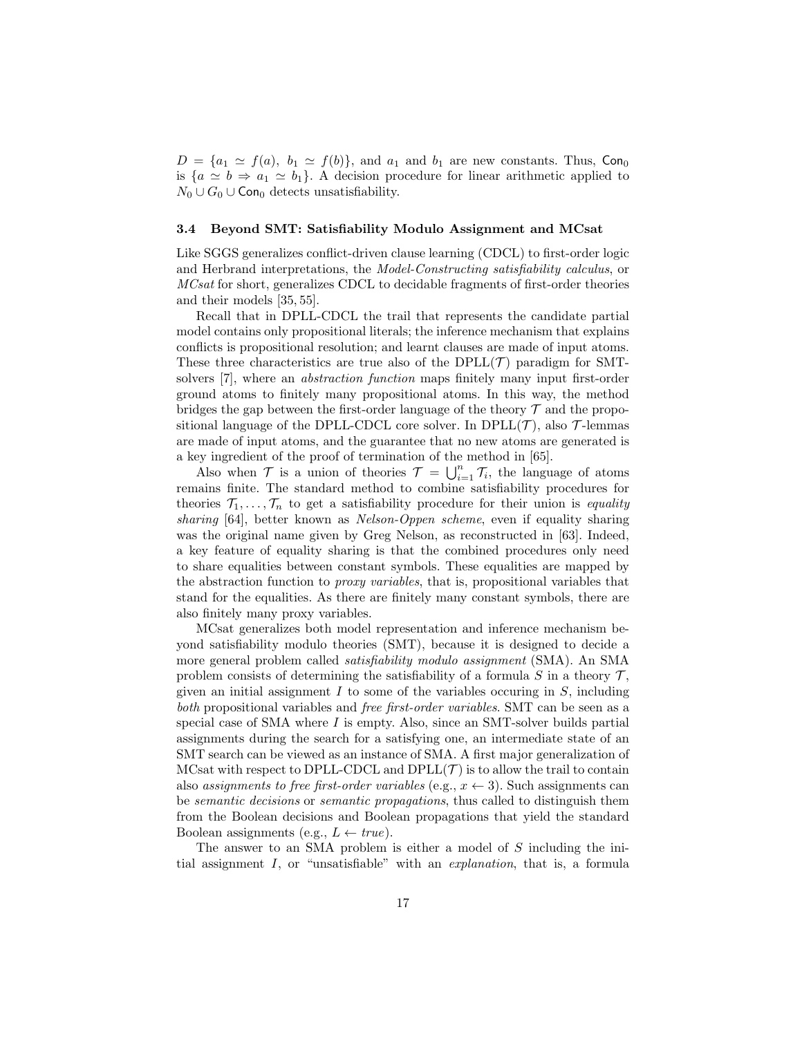$D = \{a_1 \simeq f(a),\ b_1 \simeq f(b)\}$, and $a_1$ and $b_1$ are new constants. Thus, $\mathsf{Con}_0$ is $\{a \simeq b \Rightarrow a_1 \simeq b_1\}$. A decision procedure for linear arithmetic applied to $N_0 \cup G_0 \cup \mathsf{Con}_0$ detects unsatisfiability.

### 3.4 Beyond SMT: Satisfiability Modulo Assignment and MCsat

Like SGGS generalizes conflict-driven clause learning (CDCL) to first-order logic and Herbrand interpretations, the *Model-Constructing satisfiability calculus*, or *MCsat* for short, generalizes CDCL to decidable fragments of first-order theories and their models [35, 55].

Recall that in DPLL-CDCL the trail that represents the candidate partial model contains only propositional literals; the inference mechanism that explains conflicts is propositional resolution; and learnt clauses are made of input atoms. These three characteristics are true also of the DPLL($\mathcal{T}$) paradigm for SMT-solvers [7], where an *abstraction function* maps finitely many input first-order ground atoms to finitely many propositional atoms. In this way, the method bridges the gap between the first-order language of the theory $\mathcal{T}$ and the propositional language of the DPLL-CDCL core solver. In DPLL($\mathcal{T}$), also $\mathcal{T}$-lemmas are made of input atoms, and the guarantee that no new atoms are generated is a key ingredient of the proof of termination of the method in [65].

Also when $\mathcal{T}$ is a union of theories $\mathcal{T} = \bigcup_{i=1}^{n} \mathcal{T}_i$, the language of atoms remains finite. The standard method to combine satisfiability procedures for theories $\mathcal{T}_1, \ldots, \mathcal{T}_n$ to get a satisfiability procedure for their union is *equality sharing* [64], better known as *Nelson-Oppen scheme*, even if equality sharing was the original name given by Greg Nelson, as reconstructed in [63]. Indeed, a key feature of equality sharing is that the combined procedures only need to share equalities between constant symbols. These equalities are mapped by the abstraction function to *proxy variables*, that is, propositional variables that stand for the equalities. As there are finitely many constant symbols, there are also finitely many proxy variables.

MCsat generalizes both model representation and inference mechanism beyond satisfiability modulo theories (SMT), because it is designed to decide a more general problem called *satisfiability modulo assignment* (SMA). An SMA problem consists of determining the satisfiability of a formula $S$ in a theory $\mathcal{T}$, given an initial assignment $I$ to some of the variables occuring in $S$, including *both* propositional variables and *free first-order variables*. SMT can be seen as a special case of SMA where $I$ is empty. Also, since an SMT-solver builds partial assignments during the search for a satisfying one, an intermediate state of an SMT search can be viewed as an instance of SMA. A first major generalization of MCsat with respect to DPLL-CDCL and DPLL($\mathcal{T}$) is to allow the trail to contain also *assignments to free first-order variables* (e.g., $x \leftarrow 3$). Such assignments can be *semantic decisions* or *semantic propagations*, thus called to distinguish them from the Boolean decisions and Boolean propagations that yield the standard Boolean assignments (e.g., $L \leftarrow \mathit{true}$).

The answer to an SMA problem is either a model of $S$ including the initial assignment $I$, or "unsatisfiable" with an *explanation*, that is, a formula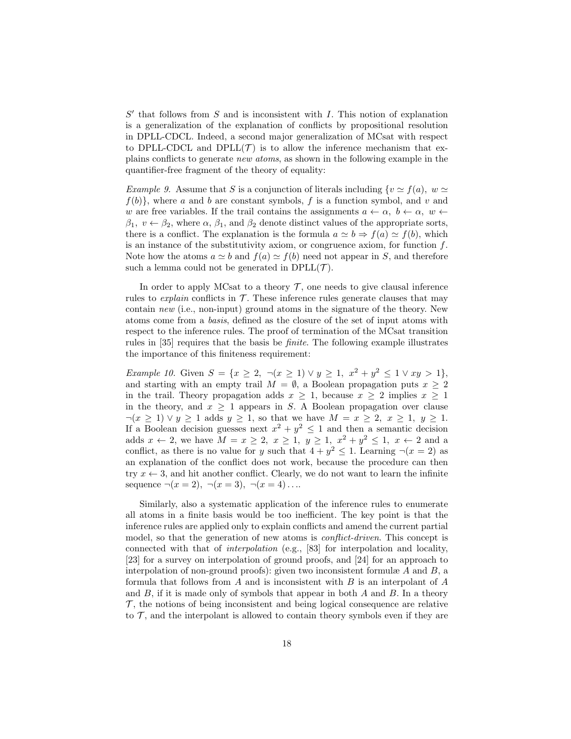$S'$ that follows from $S$ and is inconsistent with $I$. This notion of explanation is a generalization of the explanation of conflicts by propositional resolution in DPLL-CDCL. Indeed, a second major generalization of MCsat with respect to DPLL-CDCL and DPLL($\mathcal{T}$) is to allow the inference mechanism that explains conflicts to generate *new atoms*, as shown in the following example in the quantifier-free fragment of the theory of equality:

*Example 9.* Assume that $S$ is a conjunction of literals including $\{v \simeq f(a),\ w \simeq f(b)\}$, where $a$ and $b$ are constant symbols, $f$ is a function symbol, and $v$ and $w$ are free variables. If the trail contains the assignments $a \leftarrow \alpha,\ b \leftarrow \alpha,\ w \leftarrow \beta_1,\ v \leftarrow \beta_2$, where $\alpha$, $\beta_1$, and $\beta_2$ denote distinct values of the appropriate sorts, there is a conflict. The explanation is the formula $a \simeq b \Rightarrow f(a) \simeq f(b)$, which is an instance of the substitutivity axiom, or congruence axiom, for function $f$. Note how the atoms $a \simeq b$ and $f(a) \simeq f(b)$ need not appear in $S$, and therefore such a lemma could not be generated in DPLL($\mathcal{T}$).

In order to apply MCsat to a theory $\mathcal{T}$, one needs to give clausal inference rules to *explain* conflicts in $\mathcal{T}$. These inference rules generate clauses that may contain *new* (i.e., non-input) ground atoms in the signature of the theory. New atoms come from a *basis*, defined as the closure of the set of input atoms with respect to the inference rules. The proof of termination of the MCsat transition rules in [35] requires that the basis be *finite*. The following example illustrates the importance of this finiteness requirement:

*Example 10.* Given $S = \{x \geq 2,\ \neg(x \geq 1) \vee y \geq 1,\ x^2 + y^2 \leq 1 \vee xy > 1\}$, and starting with an empty trail $M = \emptyset$, a Boolean propagation puts $x \geq 2$ in the trail. Theory propagation adds $x \geq 1$, because $x \geq 2$ implies $x \geq 1$ in the theory, and $x \geq 1$ appears in $S$. A Boolean propagation over clause $\neg(x \geq 1) \vee y \geq 1$ adds $y \geq 1$, so that we have $M = x \geq 2,\ x \geq 1,\ y \geq 1$. If a Boolean decision guesses next $x^2 + y^2 \leq 1$ and then a semantic decision adds $x \leftarrow 2$, we have $M = x \geq 2,\ x \geq 1,\ y \geq 1,\ x^2 + y^2 \leq 1,\ x \leftarrow 2$ and a conflict, as there is no value for $y$ such that $4 + y^2 \leq 1$. Learning $\neg(x = 2)$ as an explanation of the conflict does not work, because the procedure can then try $x \leftarrow 3$, and hit another conflict. Clearly, we do not want to learn the infinite sequence $\neg(x = 2),\ \neg(x = 3),\ \neg(x = 4) \ldots$.

Similarly, also a systematic application of the inference rules to enumerate all atoms in a finite basis would be too inefficient. The key point is that the inference rules are applied only to explain conflicts and amend the current partial model, so that the generation of new atoms is *conflict-driven*. This concept is connected with that of *interpolation* (e.g., [83] for interpolation and locality, [23] for a survey on interpolation of ground proofs, and [24] for an approach to interpolation of non-ground proofs): given two inconsistent formulæ $A$ and $B$, a formula that follows from $A$ and is inconsistent with $B$ is an interpolant of $A$ and $B$, if it is made only of symbols that appear in both $A$ and $B$. In a theory $\mathcal{T}$, the notions of being inconsistent and being logical consequence are relative to $\mathcal{T}$, and the interpolant is allowed to contain theory symbols even if they are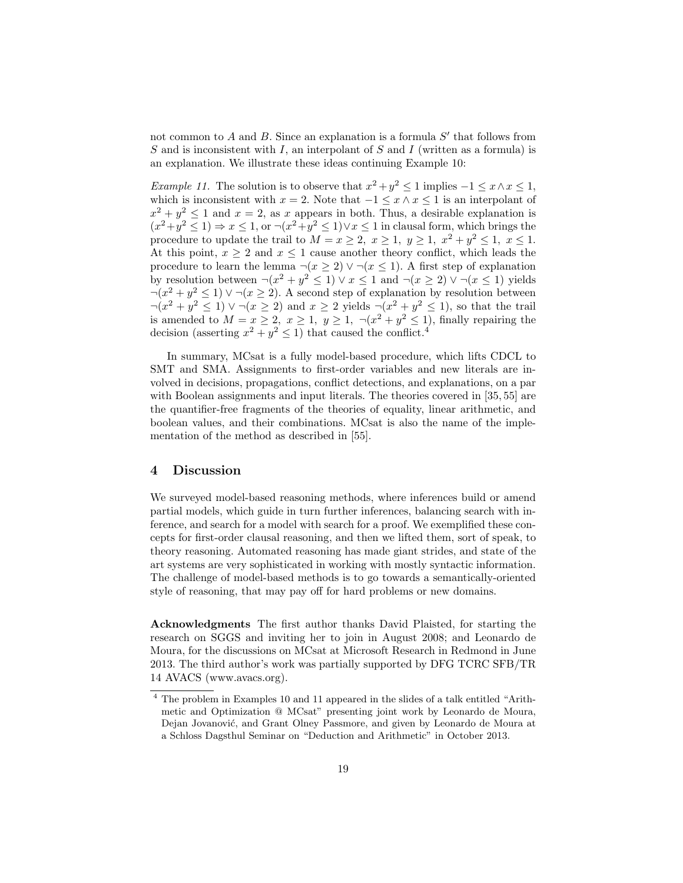not common to $A$ and $B$. Since an explanation is a formula $S'$ that follows from $S$ and is inconsistent with $I$, an interpolant of $S$ and $I$ (written as a formula) is an explanation. We illustrate these ideas continuing Example 10:

*Example 11.* The solution is to observe that $x^2+y^2 \leq 1$ implies $-1 \leq x \wedge x \leq 1$, which is inconsistent with $x = 2$. Note that $-1 \leq x \wedge x \leq 1$ is an interpolant of $x^2 + y^2 \leq 1$ and $x = 2$, as $x$ appears in both. Thus, a desirable explanation is $(x^2+y^2 \leq 1) \Rightarrow x \leq 1$, or $\neg(x^2+y^2 \leq 1) \vee x \leq 1$ in clausal form, which brings the procedure to update the trail to $M = x \geq 2,\ x \geq 1,\ y \geq 1,\ x^2 + y^2 \leq 1,\ x \leq 1$. At this point, $x \geq 2$ and $x \leq 1$ cause another theory conflict, which leads the procedure to learn the lemma $\neg(x \geq 2) \vee \neg(x \leq 1)$. A first step of explanation by resolution between $\neg(x^2 + y^2 \leq 1) \vee x \leq 1$ and $\neg(x \geq 2) \vee \neg(x \leq 1)$ yields $\neg(x^2 + y^2 \leq 1) \vee \neg(x \geq 2)$. A second step of explanation by resolution between $\neg(x^2 + y^2 \leq 1) \vee \neg(x \geq 2)$ and $x \geq 2$ yields $\neg(x^2 + y^2 \leq 1)$, so that the trail is amended to $M = x \geq 2,\ x \geq 1,\ y \geq 1,\ \neg(x^2 + y^2 \leq 1)$, finally repairing the decision (asserting $x^2 + y^2 \leq 1$) that caused the conflict.[4]

In summary, MCsat is a fully model-based procedure, which lifts CDCL to SMT and SMA. Assignments to first-order variables and new literals are involved in decisions, propagations, conflict detections, and explanations, on a par with Boolean assignments and input literals. The theories covered in [35, 55] are the quantifier-free fragments of the theories of equality, linear arithmetic, and boolean values, and their combinations. MCsat is also the name of the implementation of the method as described in [55].

## 4 Discussion

We surveyed model-based reasoning methods, where inferences build or amend partial models, which guide in turn further inferences, balancing search with inference, and search for a model with search for a proof. We exemplified these concepts for first-order clausal reasoning, and then we lifted them, sort of speak, to theory reasoning. Automated reasoning has made giant strides, and state of the art systems are very sophisticated in working with mostly syntactic information. The challenge of model-based methods is to go towards a semantically-oriented style of reasoning, that may pay off for hard problems or new domains.

**Acknowledgments** The first author thanks David Plaisted, for starting the research on SGGS and inviting her to join in August 2008; and Leonardo de Moura, for the discussions on MCsat at Microsoft Research in Redmond in June 2013. The third author's work was partially supported by DFG TCRC SFB/TR 14 AVACS (www.avacs.org).

[4] The problem in Examples 10 and 11 appeared in the slides of a talk entitled "Arithmetic and Optimization @ MCsat" presenting joint work by Leonardo de Moura, Dejan Jovanović, and Grant Olney Passmore, and given by Leonardo de Moura at a Schloss Dagsthul Seminar on "Deduction and Arithmetic" in October 2013.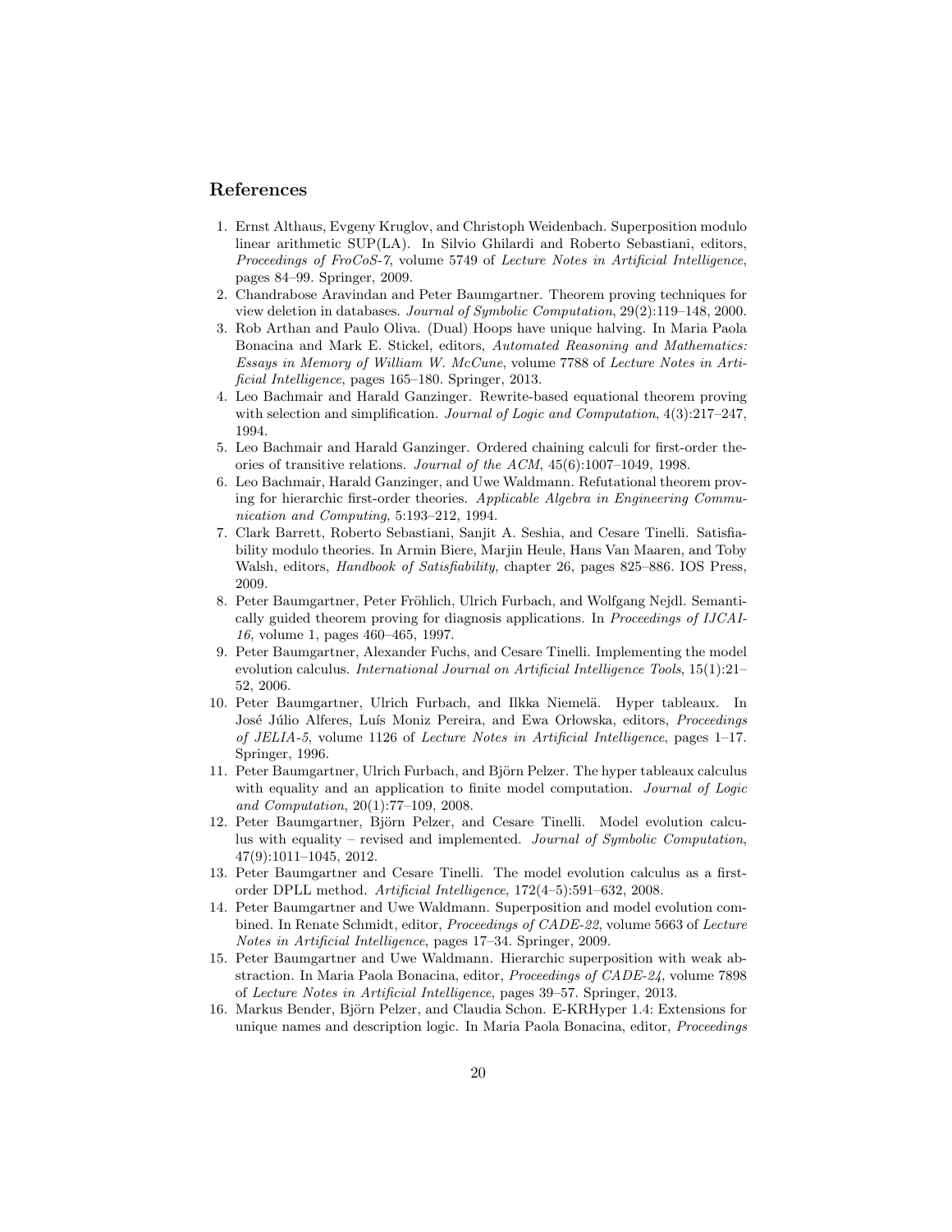## References

1. Ernst Althaus, Evgeny Kruglov, and Christoph Weidenbach. Superposition modulo linear arithmetic SUP(LA). In Silvio Ghilardi and Roberto Sebastiani, editors, *Proceedings of FroCoS-7*, volume 5749 of *Lecture Notes in Artificial Intelligence*, pages 84–99. Springer, 2009.
2. Chandrabose Aravindan and Peter Baumgartner. Theorem proving techniques for view deletion in databases. *Journal of Symbolic Computation*, 29(2):119–148, 2000.
3. Rob Arthan and Paulo Oliva. (Dual) Hoops have unique halving. In Maria Paola Bonacina and Mark E. Stickel, editors, *Automated Reasoning and Mathematics: Essays in Memory of William W. McCune*, volume 7788 of *Lecture Notes in Artificial Intelligence*, pages 165–180. Springer, 2013.
4. Leo Bachmair and Harald Ganzinger. Rewrite-based equational theorem proving with selection and simplification. *Journal of Logic and Computation*, 4(3):217–247, 1994.
5. Leo Bachmair and Harald Ganzinger. Ordered chaining calculi for first-order theories of transitive relations. *Journal of the ACM*, 45(6):1007–1049, 1998.
6. Leo Bachmair, Harald Ganzinger, and Uwe Waldmann. Refutational theorem proving for hierarchic first-order theories. *Applicable Algebra in Engineering Communication and Computing*, 5:193–212, 1994.
7. Clark Barrett, Roberto Sebastiani, Sanjit A. Seshia, and Cesare Tinelli. Satisfiability modulo theories. In Armin Biere, Marjin Heule, Hans Van Maaren, and Toby Walsh, editors, *Handbook of Satisfiability*, chapter 26, pages 825–886. IOS Press, 2009.
8. Peter Baumgartner, Peter Fröhlich, Ulrich Furbach, and Wolfgang Nejdl. Semantically guided theorem proving for diagnosis applications. In *Proceedings of IJCAI-16*, volume 1, pages 460–465, 1997.
9. Peter Baumgartner, Alexander Fuchs, and Cesare Tinelli. Implementing the model evolution calculus. *International Journal on Artificial Intelligence Tools*, 15(1):21–52, 2006.
10. Peter Baumgartner, Ulrich Furbach, and Ilkka Niemelä. Hyper tableaux. In José Júlio Alferes, Luís Moniz Pereira, and Ewa Orłowska, editors, *Proceedings of JELIA-5*, volume 1126 of *Lecture Notes in Artificial Intelligence*, pages 1–17. Springer, 1996.
11. Peter Baumgartner, Ulrich Furbach, and Björn Pelzer. The hyper tableaux calculus with equality and an application to finite model computation. *Journal of Logic and Computation*, 20(1):77–109, 2008.
12. Peter Baumgartner, Björn Pelzer, and Cesare Tinelli. Model evolution calculus with equality – revised and implemented. *Journal of Symbolic Computation*, 47(9):1011–1045, 2012.
13. Peter Baumgartner and Cesare Tinelli. The model evolution calculus as a first-order DPLL method. *Artificial Intelligence*, 172(4–5):591–632, 2008.
14. Peter Baumgartner and Uwe Waldmann. Superposition and model evolution combined. In Renate Schmidt, editor, *Proceedings of CADE-22*, volume 5663 of *Lecture Notes in Artificial Intelligence*, pages 17–34. Springer, 2009.
15. Peter Baumgartner and Uwe Waldmann. Hierarchic superposition with weak abstraction. In Maria Paola Bonacina, editor, *Proceedings of CADE-24*, volume 7898 of *Lecture Notes in Artificial Intelligence*, pages 39–57. Springer, 2013.
16. Markus Bender, Björn Pelzer, and Claudia Schon. E-KRHyper 1.4: Extensions for unique names and description logic. In Maria Paola Bonacina, editor, *Proceedings*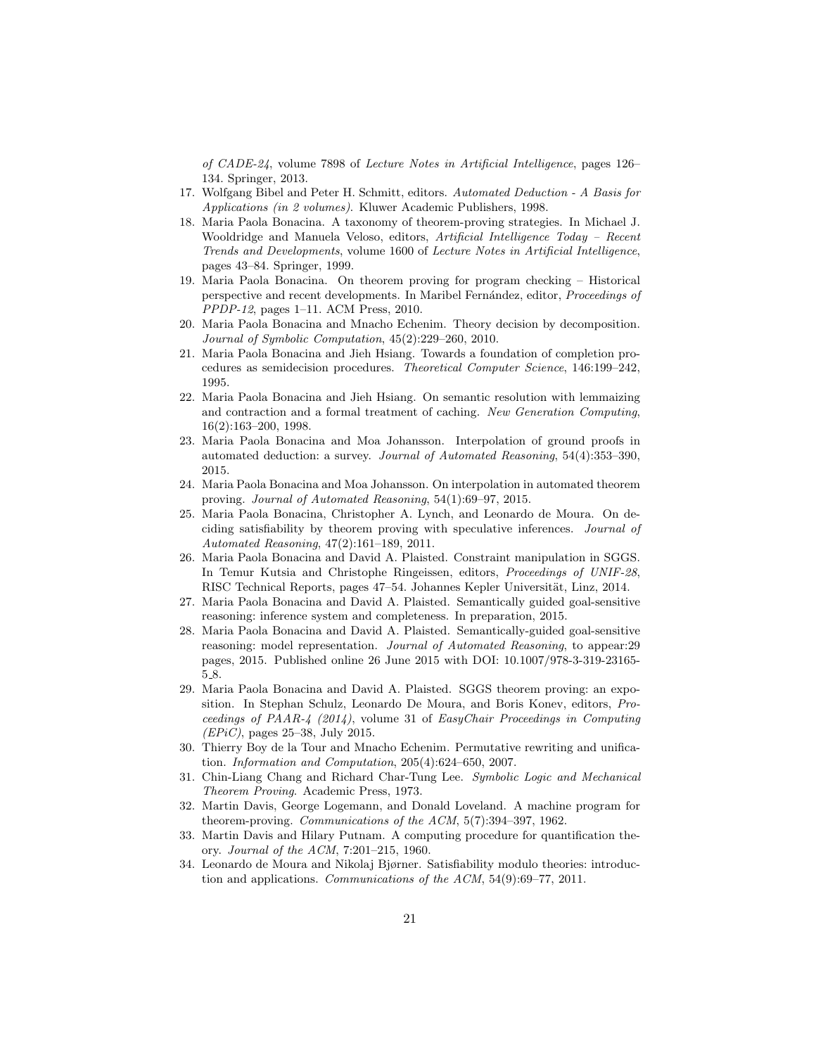*of CADE-24*, volume 7898 of *Lecture Notes in Artificial Intelligence*, pages 126–134. Springer, 2013.

17. Wolfgang Bibel and Peter H. Schmitt, editors. *Automated Deduction - A Basis for Applications (in 2 volumes)*. Kluwer Academic Publishers, 1998.
18. Maria Paola Bonacina. A taxonomy of theorem-proving strategies. In Michael J. Wooldridge and Manuela Veloso, editors, *Artificial Intelligence Today – Recent Trends and Developments*, volume 1600 of *Lecture Notes in Artificial Intelligence*, pages 43–84. Springer, 1999.
19. Maria Paola Bonacina. On theorem proving for program checking – Historical perspective and recent developments. In Maribel Fernández, editor, *Proceedings of PPDP-12*, pages 1–11. ACM Press, 2010.
20. Maria Paola Bonacina and Mnacho Echenim. Theory decision by decomposition. *Journal of Symbolic Computation*, 45(2):229–260, 2010.
21. Maria Paola Bonacina and Jieh Hsiang. Towards a foundation of completion procedures as semidecision procedures. *Theoretical Computer Science*, 146:199–242, 1995.
22. Maria Paola Bonacina and Jieh Hsiang. On semantic resolution with lemmaizing and contraction and a formal treatment of caching. *New Generation Computing*, 16(2):163–200, 1998.
23. Maria Paola Bonacina and Moa Johansson. Interpolation of ground proofs in automated deduction: a survey. *Journal of Automated Reasoning*, 54(4):353–390, 2015.
24. Maria Paola Bonacina and Moa Johansson. On interpolation in automated theorem proving. *Journal of Automated Reasoning*, 54(1):69–97, 2015.
25. Maria Paola Bonacina, Christopher A. Lynch, and Leonardo de Moura. On deciding satisfiability by theorem proving with speculative inferences. *Journal of Automated Reasoning*, 47(2):161–189, 2011.
26. Maria Paola Bonacina and David A. Plaisted. Constraint manipulation in SGGS. In Temur Kutsia and Christophe Ringeissen, editors, *Proceedings of UNIF-28*, RISC Technical Reports, pages 47–54. Johannes Kepler Universität, Linz, 2014.
27. Maria Paola Bonacina and David A. Plaisted. Semantically guided goal-sensitive reasoning: inference system and completeness. In preparation, 2015.
28. Maria Paola Bonacina and David A. Plaisted. Semantically-guided goal-sensitive reasoning: model representation. *Journal of Automated Reasoning*, to appear:29 pages, 2015. Published online 26 June 2015 with DOI: 10.1007/978-3-319-23165-5_8.
29. Maria Paola Bonacina and David A. Plaisted. SGGS theorem proving: an exposition. In Stephan Schulz, Leonardo De Moura, and Boris Konev, editors, *Proceedings of PAAR-4 (2014)*, volume 31 of *EasyChair Proceedings in Computing (EPiC)*, pages 25–38, July 2015.
30. Thierry Boy de la Tour and Mnacho Echenim. Permutative rewriting and unification. *Information and Computation*, 205(4):624–650, 2007.
31. Chin-Liang Chang and Richard Char-Tung Lee. *Symbolic Logic and Mechanical Theorem Proving*. Academic Press, 1973.
32. Martin Davis, George Logemann, and Donald Loveland. A machine program for theorem-proving. *Communications of the ACM*, 5(7):394–397, 1962.
33. Martin Davis and Hilary Putnam. A computing procedure for quantification theory. *Journal of the ACM*, 7:201–215, 1960.
34. Leonardo de Moura and Nikolaj Bjørner. Satisfiability modulo theories: introduction and applications. *Communications of the ACM*, 54(9):69–77, 2011.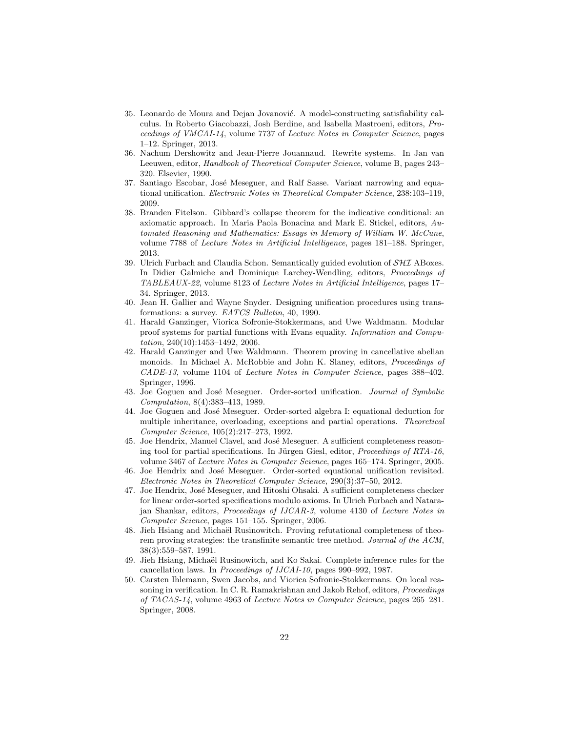35. Leonardo de Moura and Dejan Jovanović. A model-constructing satisfiability calculus. In Roberto Giacobazzi, Josh Berdine, and Isabella Mastroeni, editors, *Proceedings of VMCAI-14*, volume 7737 of *Lecture Notes in Computer Science*, pages 1–12. Springer, 2013.
36. Nachum Dershowitz and Jean-Pierre Jouannaud. Rewrite systems. In Jan van Leeuwen, editor, *Handbook of Theoretical Computer Science*, volume B, pages 243–320. Elsevier, 1990.
37. Santiago Escobar, José Meseguer, and Ralf Sasse. Variant narrowing and equational unification. *Electronic Notes in Theoretical Computer Science*, 238:103–119, 2009.
38. Branden Fitelson. Gibbard's collapse theorem for the indicative conditional: an axiomatic approach. In Maria Paola Bonacina and Mark E. Stickel, editors, *Automated Reasoning and Mathematics: Essays in Memory of William W. McCune*, volume 7788 of *Lecture Notes in Artificial Intelligence*, pages 181–188. Springer, 2013.
39. Ulrich Furbach and Claudia Schon. Semantically guided evolution of $\mathcal{SHI}$ ABoxes. In Didier Galmiche and Dominique Larchey-Wendling, editors, *Proceedings of TABLEAUX-22*, volume 8123 of *Lecture Notes in Artificial Intelligence*, pages 17–34. Springer, 2013.
40. Jean H. Gallier and Wayne Snyder. Designing unification procedures using transformations: a survey. *EATCS Bulletin*, 40, 1990.
41. Harald Ganzinger, Viorica Sofronie-Stokkermans, and Uwe Waldmann. Modular proof systems for partial functions with Evans equality. *Information and Computation*, 240(10):1453–1492, 2006.
42. Harald Ganzinger and Uwe Waldmann. Theorem proving in cancellative abelian monoids. In Michael A. McRobbie and John K. Slaney, editors, *Proceedings of CADE-13*, volume 1104 of *Lecture Notes in Computer Science*, pages 388–402. Springer, 1996.
43. Joe Goguen and José Meseguer. Order-sorted unification. *Journal of Symbolic Computation*, 8(4):383–413, 1989.
44. Joe Goguen and José Meseguer. Order-sorted algebra I: equational deduction for multiple inheritance, overloading, exceptions and partial operations. *Theoretical Computer Science*, 105(2):217–273, 1992.
45. Joe Hendrix, Manuel Clavel, and José Meseguer. A sufficient completeness reasoning tool for partial specifications. In Jürgen Giesl, editor, *Proceedings of RTA-16*, volume 3467 of *Lecture Notes in Computer Science*, pages 165–174. Springer, 2005.
46. Joe Hendrix and José Meseguer. Order-sorted equational unification revisited. *Electronic Notes in Theoretical Computer Science*, 290(3):37–50, 2012.
47. Joe Hendrix, José Meseguer, and Hitoshi Ohsaki. A sufficient completeness checker for linear order-sorted specifications modulo axioms. In Ulrich Furbach and Natarajan Shankar, editors, *Proceedings of IJCAR-3*, volume 4130 of *Lecture Notes in Computer Science*, pages 151–155. Springer, 2006.
48. Jieh Hsiang and Michaël Rusinowitch. Proving refutational completeness of theorem proving strategies: the transfinite semantic tree method. *Journal of the ACM*, 38(3):559–587, 1991.
49. Jieh Hsiang, Michaël Rusinowitch, and Ko Sakai. Complete inference rules for the cancellation laws. In *Proceedings of IJCAI-10*, pages 990–992, 1987.
50. Carsten Ihlemann, Swen Jacobs, and Viorica Sofronie-Stokkermans. On local reasoning in verification. In C. R. Ramakrishnan and Jakob Rehof, editors, *Proceedings of TACAS-14*, volume 4963 of *Lecture Notes in Computer Science*, pages 265–281. Springer, 2008.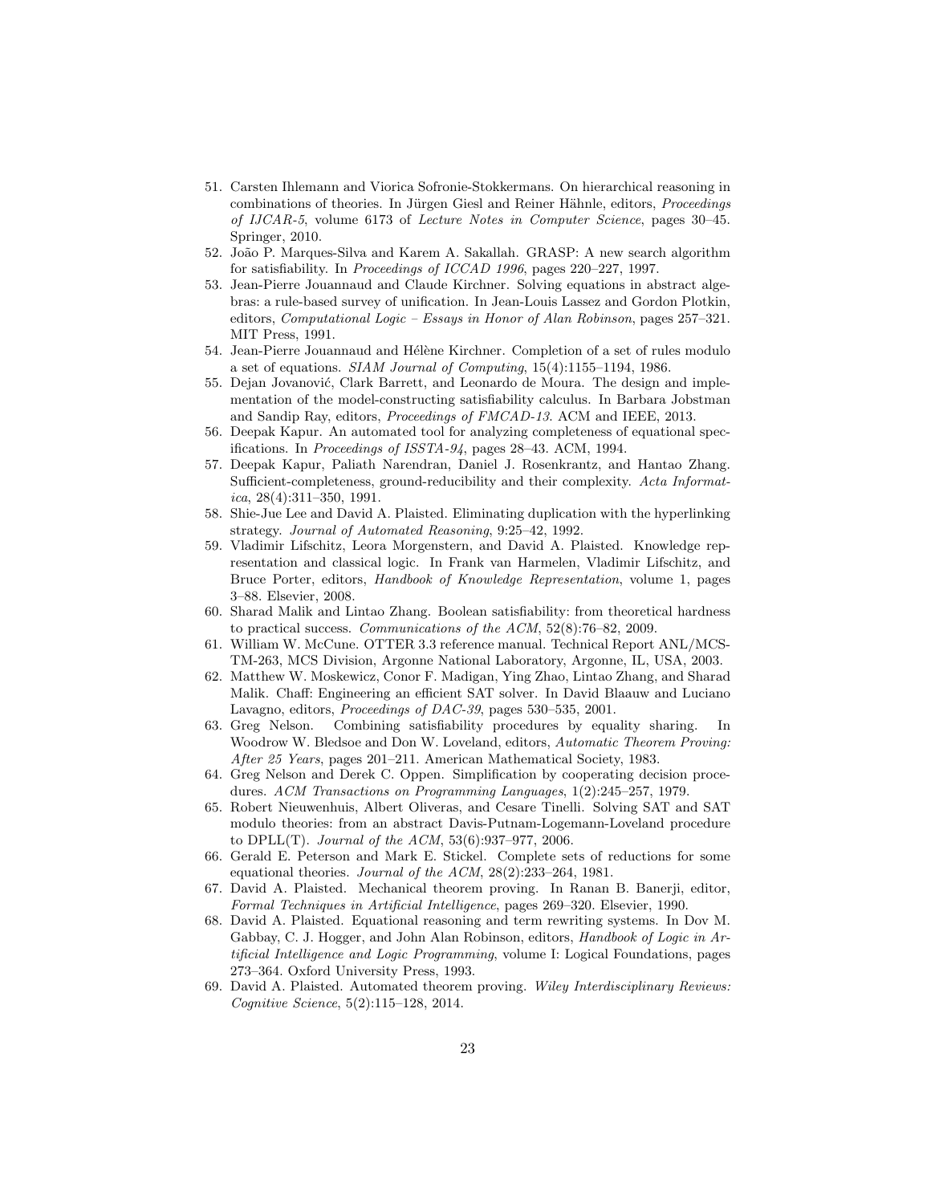51. Carsten Ihlemann and Viorica Sofronie-Stokkermans. On hierarchical reasoning in combinations of theories. In Jürgen Giesl and Reiner Hähnle, editors, *Proceedings of IJCAR-5*, volume 6173 of *Lecture Notes in Computer Science*, pages 30–45. Springer, 2010.
52. João P. Marques-Silva and Karem A. Sakallah. GRASP: A new search algorithm for satisfiability. In *Proceedings of ICCAD 1996*, pages 220–227, 1997.
53. Jean-Pierre Jouannaud and Claude Kirchner. Solving equations in abstract algebras: a rule-based survey of unification. In Jean-Louis Lassez and Gordon Plotkin, editors, *Computational Logic – Essays in Honor of Alan Robinson*, pages 257–321. MIT Press, 1991.
54. Jean-Pierre Jouannaud and Hélène Kirchner. Completion of a set of rules modulo a set of equations. *SIAM Journal of Computing*, 15(4):1155–1194, 1986.
55. Dejan Jovanović, Clark Barrett, and Leonardo de Moura. The design and implementation of the model-constructing satisfiability calculus. In Barbara Jobstman and Sandip Ray, editors, *Proceedings of FMCAD-13*. ACM and IEEE, 2013.
56. Deepak Kapur. An automated tool for analyzing completeness of equational specifications. In *Proceedings of ISSTA-94*, pages 28–43. ACM, 1994.
57. Deepak Kapur, Paliath Narendran, Daniel J. Rosenkrantz, and Hantao Zhang. Sufficient-completeness, ground-reducibility and their complexity. *Acta Informatica*, 28(4):311–350, 1991.
58. Shie-Jue Lee and David A. Plaisted. Eliminating duplication with the hyperlinking strategy. *Journal of Automated Reasoning*, 9:25–42, 1992.
59. Vladimir Lifschitz, Leora Morgenstern, and David A. Plaisted. Knowledge representation and classical logic. In Frank van Harmelen, Vladimir Lifschitz, and Bruce Porter, editors, *Handbook of Knowledge Representation*, volume 1, pages 3–88. Elsevier, 2008.
60. Sharad Malik and Lintao Zhang. Boolean satisfiability: from theoretical hardness to practical success. *Communications of the ACM*, 52(8):76–82, 2009.
61. William W. McCune. OTTER 3.3 reference manual. Technical Report ANL/MCS-TM-263, MCS Division, Argonne National Laboratory, Argonne, IL, USA, 2003.
62. Matthew W. Moskewicz, Conor F. Madigan, Ying Zhao, Lintao Zhang, and Sharad Malik. Chaff: Engineering an efficient SAT solver. In David Blaauw and Luciano Lavagno, editors, *Proceedings of DAC-39*, pages 530–535, 2001.
63. Greg Nelson. Combining satisfiability procedures by equality sharing. In Woodrow W. Bledsoe and Don W. Loveland, editors, *Automatic Theorem Proving: After 25 Years*, pages 201–211. American Mathematical Society, 1983.
64. Greg Nelson and Derek C. Oppen. Simplification by cooperating decision procedures. *ACM Transactions on Programming Languages*, 1(2):245–257, 1979.
65. Robert Nieuwenhuis, Albert Oliveras, and Cesare Tinelli. Solving SAT and SAT modulo theories: from an abstract Davis-Putnam-Logemann-Loveland procedure to DPLL(T). *Journal of the ACM*, 53(6):937–977, 2006.
66. Gerald E. Peterson and Mark E. Stickel. Complete sets of reductions for some equational theories. *Journal of the ACM*, 28(2):233–264, 1981.
67. David A. Plaisted. Mechanical theorem proving. In Ranan B. Banerji, editor, *Formal Techniques in Artificial Intelligence*, pages 269–320. Elsevier, 1990.
68. David A. Plaisted. Equational reasoning and term rewriting systems. In Dov M. Gabbay, C. J. Hogger, and John Alan Robinson, editors, *Handbook of Logic in Artificial Intelligence and Logic Programming*, volume I: Logical Foundations, pages 273–364. Oxford University Press, 1993.
69. David A. Plaisted. Automated theorem proving. *Wiley Interdisciplinary Reviews: Cognitive Science*, 5(2):115–128, 2014.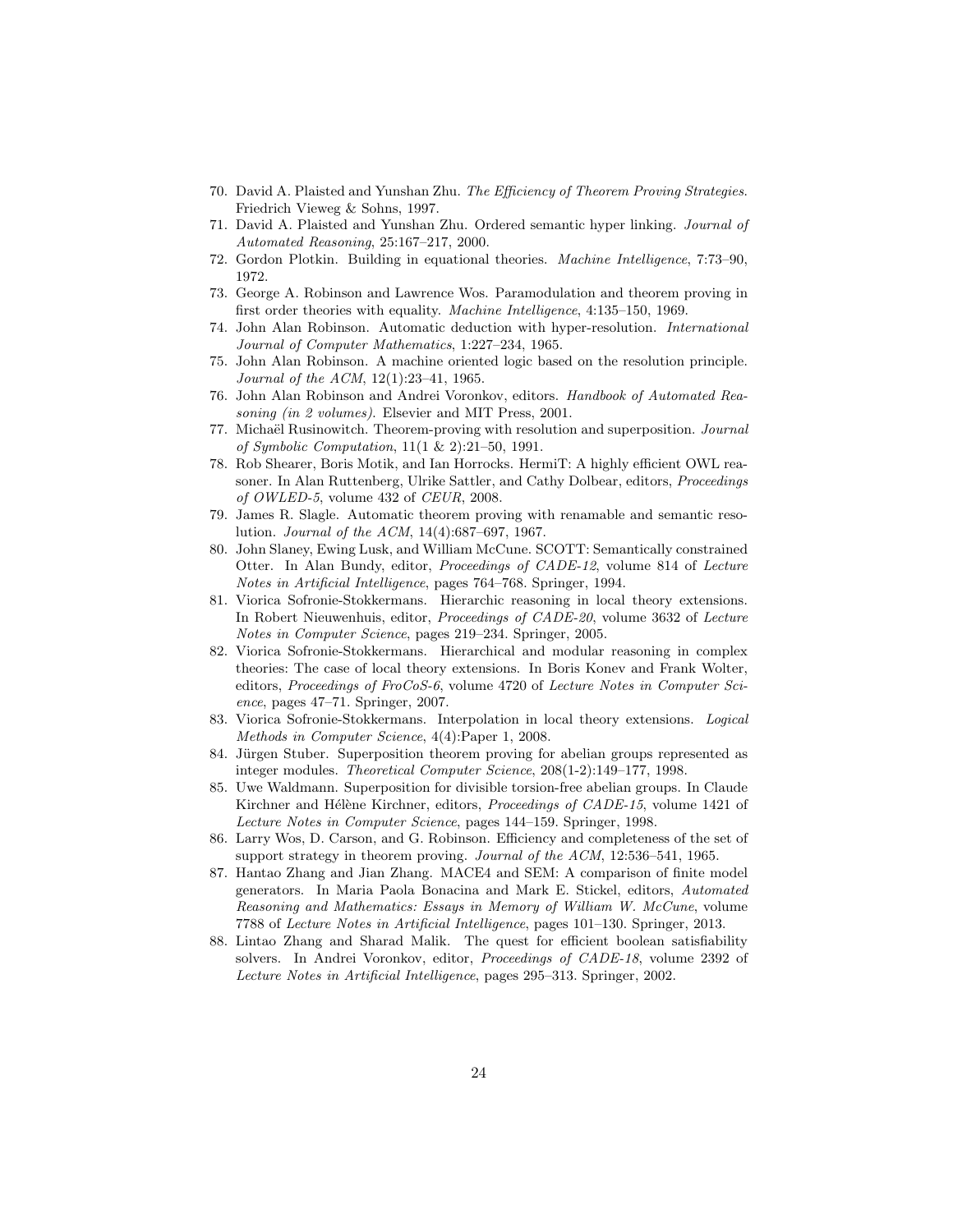70. David A. Plaisted and Yunshan Zhu. *The Efficiency of Theorem Proving Strategies*. Friedrich Vieweg & Sohns, 1997.
71. David A. Plaisted and Yunshan Zhu. Ordered semantic hyper linking. *Journal of Automated Reasoning*, 25:167–217, 2000.
72. Gordon Plotkin. Building in equational theories. *Machine Intelligence*, 7:73–90, 1972.
73. George A. Robinson and Lawrence Wos. Paramodulation and theorem proving in first order theories with equality. *Machine Intelligence*, 4:135–150, 1969.
74. John Alan Robinson. Automatic deduction with hyper-resolution. *International Journal of Computer Mathematics*, 1:227–234, 1965.
75. John Alan Robinson. A machine oriented logic based on the resolution principle. *Journal of the ACM*, 12(1):23–41, 1965.
76. John Alan Robinson and Andrei Voronkov, editors. *Handbook of Automated Reasoning (in 2 volumes)*. Elsevier and MIT Press, 2001.
77. Michaël Rusinowitch. Theorem-proving with resolution and superposition. *Journal of Symbolic Computation*, 11(1 & 2):21–50, 1991.
78. Rob Shearer, Boris Motik, and Ian Horrocks. HermiT: A highly efficient OWL reasoner. In Alan Ruttenberg, Ulrike Sattler, and Cathy Dolbear, editors, *Proceedings of OWLED-5*, volume 432 of *CEUR*, 2008.
79. James R. Slagle. Automatic theorem proving with renamable and semantic resolution. *Journal of the ACM*, 14(4):687–697, 1967.
80. John Slaney, Ewing Lusk, and William McCune. SCOTT: Semantically constrained Otter. In Alan Bundy, editor, *Proceedings of CADE-12*, volume 814 of *Lecture Notes in Artificial Intelligence*, pages 764–768. Springer, 1994.
81. Viorica Sofronie-Stokkermans. Hierarchic reasoning in local theory extensions. In Robert Nieuwenhuis, editor, *Proceedings of CADE-20*, volume 3632 of *Lecture Notes in Computer Science*, pages 219–234. Springer, 2005.
82. Viorica Sofronie-Stokkermans. Hierarchical and modular reasoning in complex theories: The case of local theory extensions. In Boris Konev and Frank Wolter, editors, *Proceedings of FroCoS-6*, volume 4720 of *Lecture Notes in Computer Science*, pages 47–71. Springer, 2007.
83. Viorica Sofronie-Stokkermans. Interpolation in local theory extensions. *Logical Methods in Computer Science*, 4(4):Paper 1, 2008.
84. Jürgen Stuber. Superposition theorem proving for abelian groups represented as integer modules. *Theoretical Computer Science*, 208(1-2):149–177, 1998.
85. Uwe Waldmann. Superposition for divisible torsion-free abelian groups. In Claude Kirchner and Hélène Kirchner, editors, *Proceedings of CADE-15*, volume 1421 of *Lecture Notes in Computer Science*, pages 144–159. Springer, 1998.
86. Larry Wos, D. Carson, and G. Robinson. Efficiency and completeness of the set of support strategy in theorem proving. *Journal of the ACM*, 12:536–541, 1965.
87. Hantao Zhang and Jian Zhang. MACE4 and SEM: A comparison of finite model generators. In Maria Paola Bonacina and Mark E. Stickel, editors, *Automated Reasoning and Mathematics: Essays in Memory of William W. McCune*, volume 7788 of *Lecture Notes in Artificial Intelligence*, pages 101–130. Springer, 2013.
88. Lintao Zhang and Sharad Malik. The quest for efficient boolean satisfiability solvers. In Andrei Voronkov, editor, *Proceedings of CADE-18*, volume 2392 of *Lecture Notes in Artificial Intelligence*, pages 295–313. Springer, 2002.